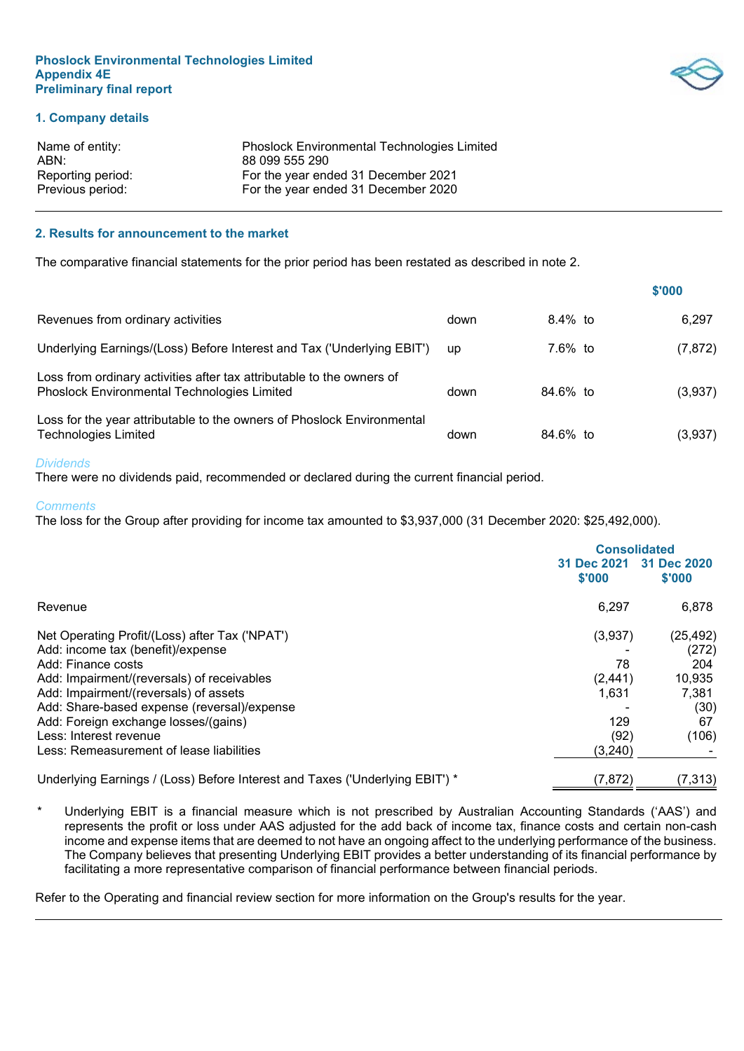**Phoslock Environmental Technologies Limited**
**Appendix 4E**
**Preliminary final report**

## 1. Company details

| | |
|---|---|
| Name of entity: | Phoslock Environmental Technologies Limited |
| ABN: | 88 099 555 290 |
| Reporting period: | For the year ended 31 December 2021 |
| Previous period: | For the year ended 31 December 2020 |

## 2. Results for announcement to the market

The comparative financial statements for the prior period has been restated as described in note 2.

| | | | | $'000 |
|---|---|---|---|---|
| Revenues from ordinary activities | down | 8.4% | to | 6,297 |
| Underlying Earnings/(Loss) Before Interest and Tax ('Underlying EBIT') | up | 7.6% | to | (7,872) |
| Loss from ordinary activities after tax attributable to the owners of Phoslock Environmental Technologies Limited | down | 84.6% | to | (3,937) |
| Loss for the year attributable to the owners of Phoslock Environmental Technologies Limited | down | 84.6% | to | (3,937) |

*Dividends*
There were no dividends paid, recommended or declared during the current financial period.

*Comments*
The loss for the Group after providing for income tax amounted to $3,937,000 (31 December 2020: $25,492,000).

| | Consolidated | |
|---|---|---|
| | 31 Dec 2021 $'000 | 31 Dec 2020 $'000 |
| Revenue | 6,297 | 6,878 |
| Net Operating Profit/(Loss) after Tax ('NPAT') | (3,937) | (25,492) |
| Add: income tax (benefit)/expense | - | (272) |
| Add: Finance costs | 78 | 204 |
| Add: Impairment/(reversals) of receivables | (2,441) | 10,935 |
| Add: Impairment/(reversals) of assets | 1,631 | 7,381 |
| Add: Share-based expense (reversal)/expense | - | (30) |
| Add: Foreign exchange losses/(gains) | 129 | 67 |
| Less: Interest revenue | (92) | (106) |
| Less: Remeasurement of lease liabilities | (3,240) | - |
| Underlying Earnings / (Loss) Before Interest and Taxes ('Underlying EBIT') * | (7,872) | (7,313) |

\* Underlying EBIT is a financial measure which is not prescribed by Australian Accounting Standards ('AAS') and represents the profit or loss under AAS adjusted for the add back of income tax, finance costs and certain non-cash income and expense items that are deemed to not have an ongoing affect to the underlying performance of the business. The Company believes that presenting Underlying EBIT provides a better understanding of its financial performance by facilitating a more representative comparison of financial performance between financial periods.

Refer to the Operating and financial review section for more information on the Group's results for the year.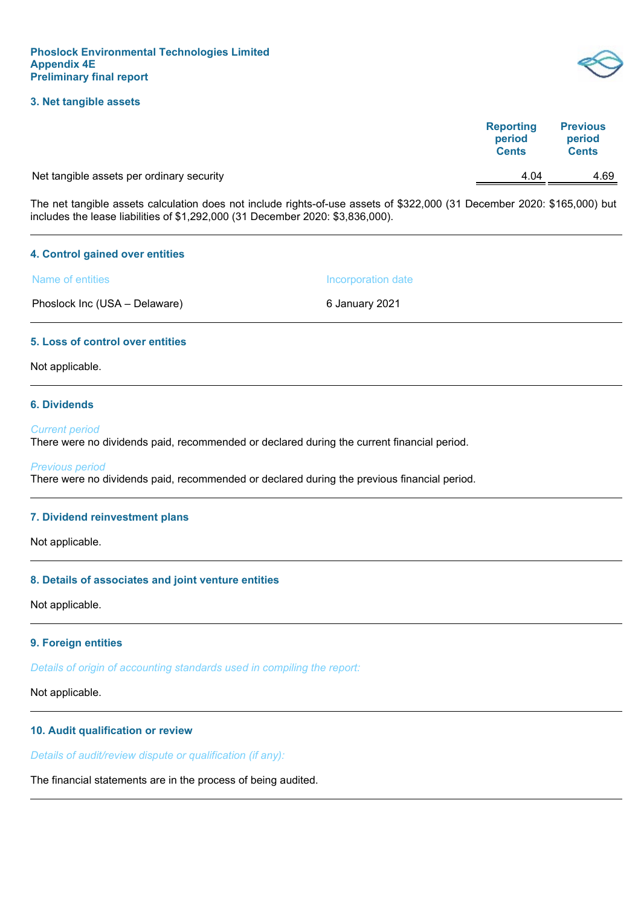## 3. Net tangible assets

| | Reporting period Cents | Previous period Cents |
|---|---|---|
| Net tangible assets per ordinary security | 4.04 | 4.69 |

The net tangible assets calculation does not include rights-of-use assets of $322,000 (31 December 2020: $165,000) but includes the lease liabilities of $1,292,000 (31 December 2020: $3,836,000).

## 4. Control gained over entities

| Name of entities | Incorporation date |
|---|---|
| Phoslock Inc (USA – Delaware) | 6 January 2021 |

## 5. Loss of control over entities

Not applicable.

## 6. Dividends

*Current period*
There were no dividends paid, recommended or declared during the current financial period.

*Previous period*
There were no dividends paid, recommended or declared during the previous financial period.

## 7. Dividend reinvestment plans

Not applicable.

## 8. Details of associates and joint venture entities

Not applicable.

## 9. Foreign entities

*Details of origin of accounting standards used in compiling the report:*

Not applicable.

## 10. Audit qualification or review

*Details of audit/review dispute or qualification (if any):*

The financial statements are in the process of being audited.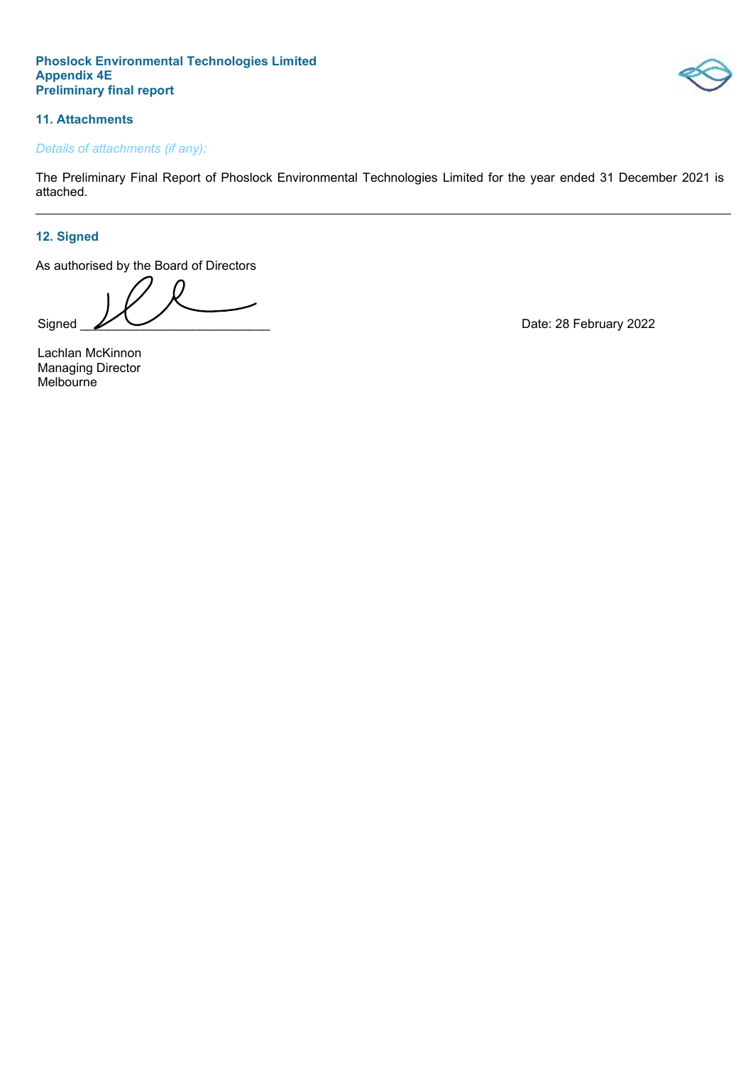**Phoslock Environmental Technologies Limited**
**Appendix 4E**
**Preliminary final report**

## 11. Attachments

*Details of attachments (if any):*

The Preliminary Final Report of Phoslock Environmental Technologies Limited for the year ended 31 December 2021 is attached.

---

## 12. Signed

As authorised by the Board of Directors

Signed ___________________________ Date: 28 February 2022

Lachlan McKinnon
Managing Director
Melbourne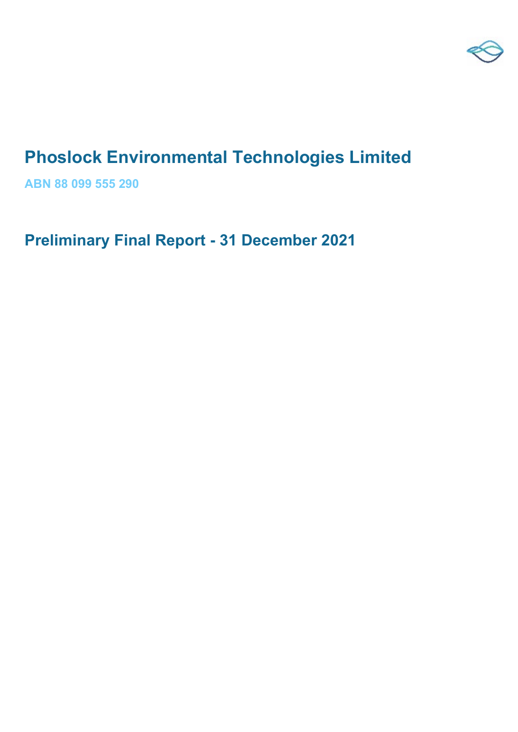# Phoslock Environmental Technologies Limited

**ABN 88 099 555 290**

## Preliminary Final Report - 31 December 2021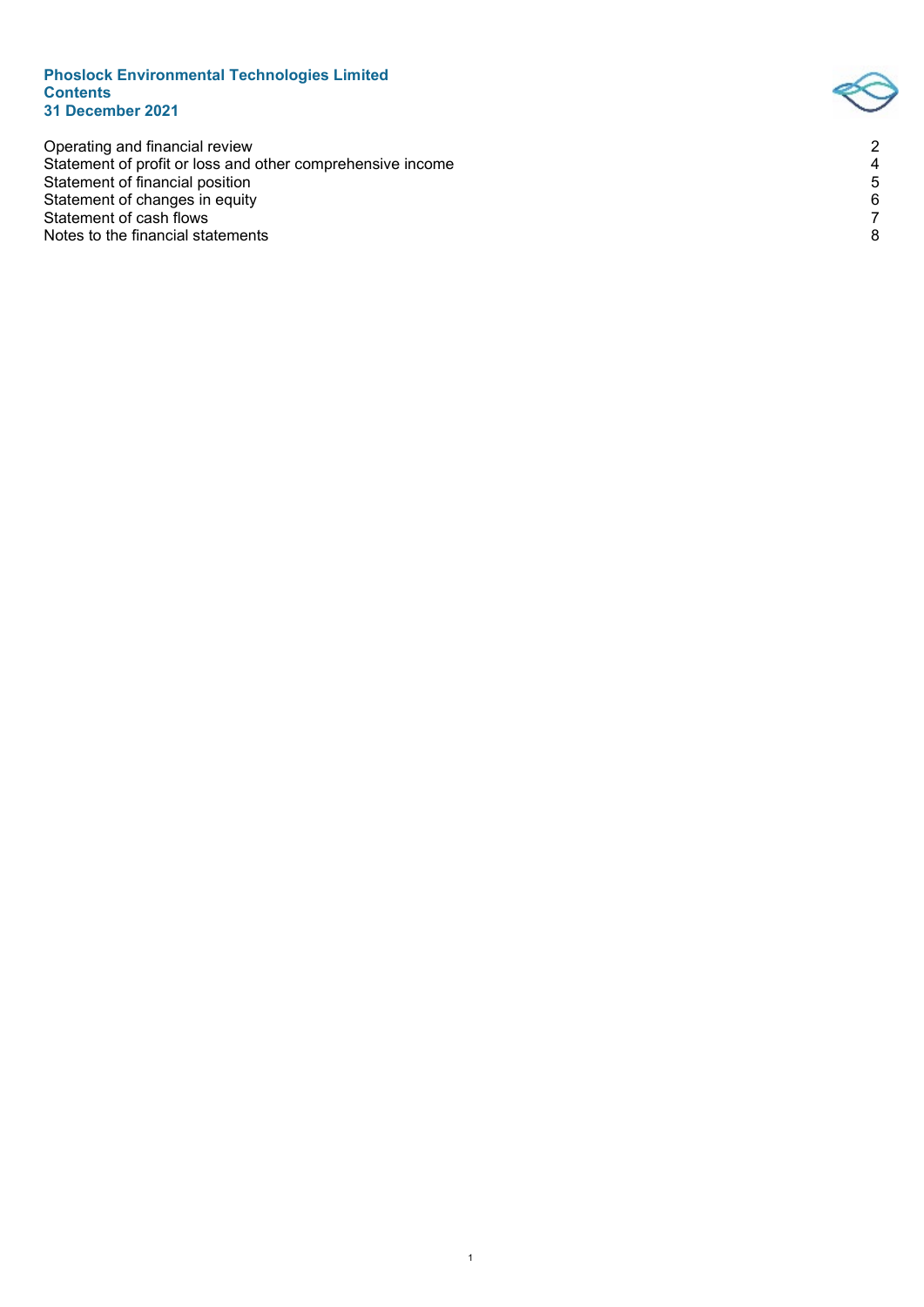**Phoslock Environmental Technologies Limited**
**Contents**
**31 December 2021**

| | |
|---|---|
| Operating and financial review | 2 |
| Statement of profit or loss and other comprehensive income | 4 |
| Statement of financial position | 5 |
| Statement of changes in equity | 6 |
| Statement of cash flows | 7 |
| Notes to the financial statements | 8 |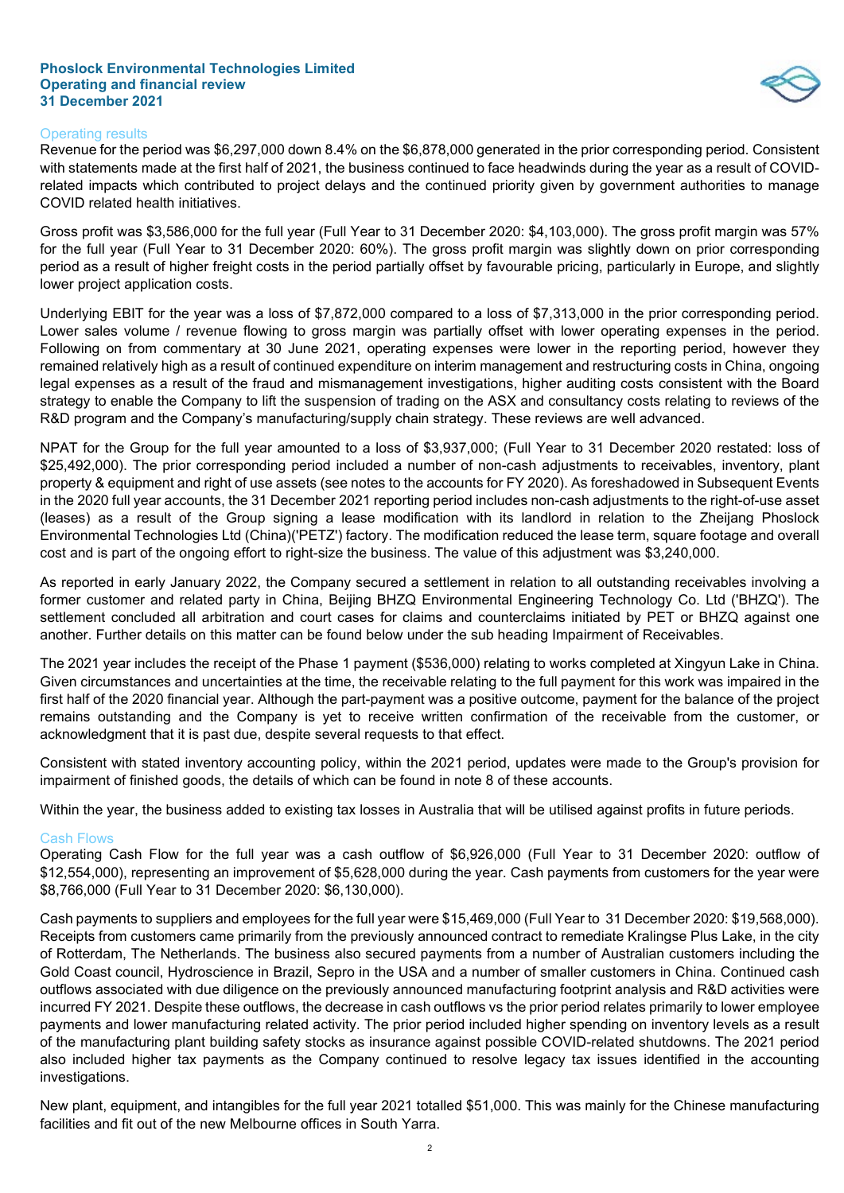**Phoslock Environmental Technologies Limited**
**Operating and financial review**
**31 December 2021**

### Operating results

Revenue for the period was $6,297,000 down 8.4% on the $6,878,000 generated in the prior corresponding period. Consistent with statements made at the first half of 2021, the business continued to face headwinds during the year as a result of COVID-related impacts which contributed to project delays and the continued priority given by government authorities to manage COVID related health initiatives.

Gross profit was $3,586,000 for the full year (Full Year to 31 December 2020: $4,103,000). The gross profit margin was 57% for the full year (Full Year to 31 December 2020: 60%). The gross profit margin was slightly down on prior corresponding period as a result of higher freight costs in the period partially offset by favourable pricing, particularly in Europe, and slightly lower project application costs.

Underlying EBIT for the year was a loss of $7,872,000 compared to a loss of $7,313,000 in the prior corresponding period. Lower sales volume / revenue flowing to gross margin was partially offset with lower operating expenses in the period. Following on from commentary at 30 June 2021, operating expenses were lower in the reporting period, however they remained relatively high as a result of continued expenditure on interim management and restructuring costs in China, ongoing legal expenses as a result of the fraud and mismanagement investigations, higher auditing costs consistent with the Board strategy to enable the Company to lift the suspension of trading on the ASX and consultancy costs relating to reviews of the R&D program and the Company's manufacturing/supply chain strategy. These reviews are well advanced.

NPAT for the Group for the full year amounted to a loss of $3,937,000; (Full Year to 31 December 2020 restated: loss of $25,492,000). The prior corresponding period included a number of non-cash adjustments to receivables, inventory, plant property & equipment and right of use assets (see notes to the accounts for FY 2020). As foreshadowed in Subsequent Events in the 2020 full year accounts, the 31 December 2021 reporting period includes non-cash adjustments to the right-of-use asset (leases) as a result of the Group signing a lease modification with its landlord in relation to the Zheijang Phoslock Environmental Technologies Ltd (China)('PETZ') factory. The modification reduced the lease term, square footage and overall cost and is part of the ongoing effort to right-size the business. The value of this adjustment was $3,240,000.

As reported in early January 2022, the Company secured a settlement in relation to all outstanding receivables involving a former customer and related party in China, Beijing BHZQ Environmental Engineering Technology Co. Ltd ('BHZQ'). The settlement concluded all arbitration and court cases for claims and counterclaims initiated by PET or BHZQ against one another. Further details on this matter can be found below under the sub heading Impairment of Receivables.

The 2021 year includes the receipt of the Phase 1 payment ($536,000) relating to works completed at Xingyun Lake in China. Given circumstances and uncertainties at the time, the receivable relating to the full payment for this work was impaired in the first half of the 2020 financial year. Although the part-payment was a positive outcome, payment for the balance of the project remains outstanding and the Company is yet to receive written confirmation of the receivable from the customer, or acknowledgment that it is past due, despite several requests to that effect.

Consistent with stated inventory accounting policy, within the 2021 period, updates were made to the Group's provision for impairment of finished goods, the details of which can be found in note 8 of these accounts.

Within the year, the business added to existing tax losses in Australia that will be utilised against profits in future periods.

### Cash Flows

Operating Cash Flow for the full year was a cash outflow of $6,926,000 (Full Year to 31 December 2020: outflow of $12,554,000), representing an improvement of $5,628,000 during the year. Cash payments from customers for the year were $8,766,000 (Full Year to 31 December 2020: $6,130,000).

Cash payments to suppliers and employees for the full year were $15,469,000 (Full Year to 31 December 2020: $19,568,000). Receipts from customers came primarily from the previously announced contract to remediate Kralingse Plus Lake, in the city of Rotterdam, The Netherlands. The business also secured payments from a number of Australian customers including the Gold Coast council, Hydroscience in Brazil, Sepro in the USA and a number of smaller customers in China. Continued cash outflows associated with due diligence on the previously announced manufacturing footprint analysis and R&D activities were incurred FY 2021. Despite these outflows, the decrease in cash outflows vs the prior period relates primarily to lower employee payments and lower manufacturing related activity. The prior period included higher spending on inventory levels as a result of the manufacturing plant building safety stocks as insurance against possible COVID-related shutdowns. The 2021 period also included higher tax payments as the Company continued to resolve legacy tax issues identified in the accounting investigations.

New plant, equipment, and intangibles for the full year 2021 totalled $51,000. This was mainly for the Chinese manufacturing facilities and fit out of the new Melbourne offices in South Yarra.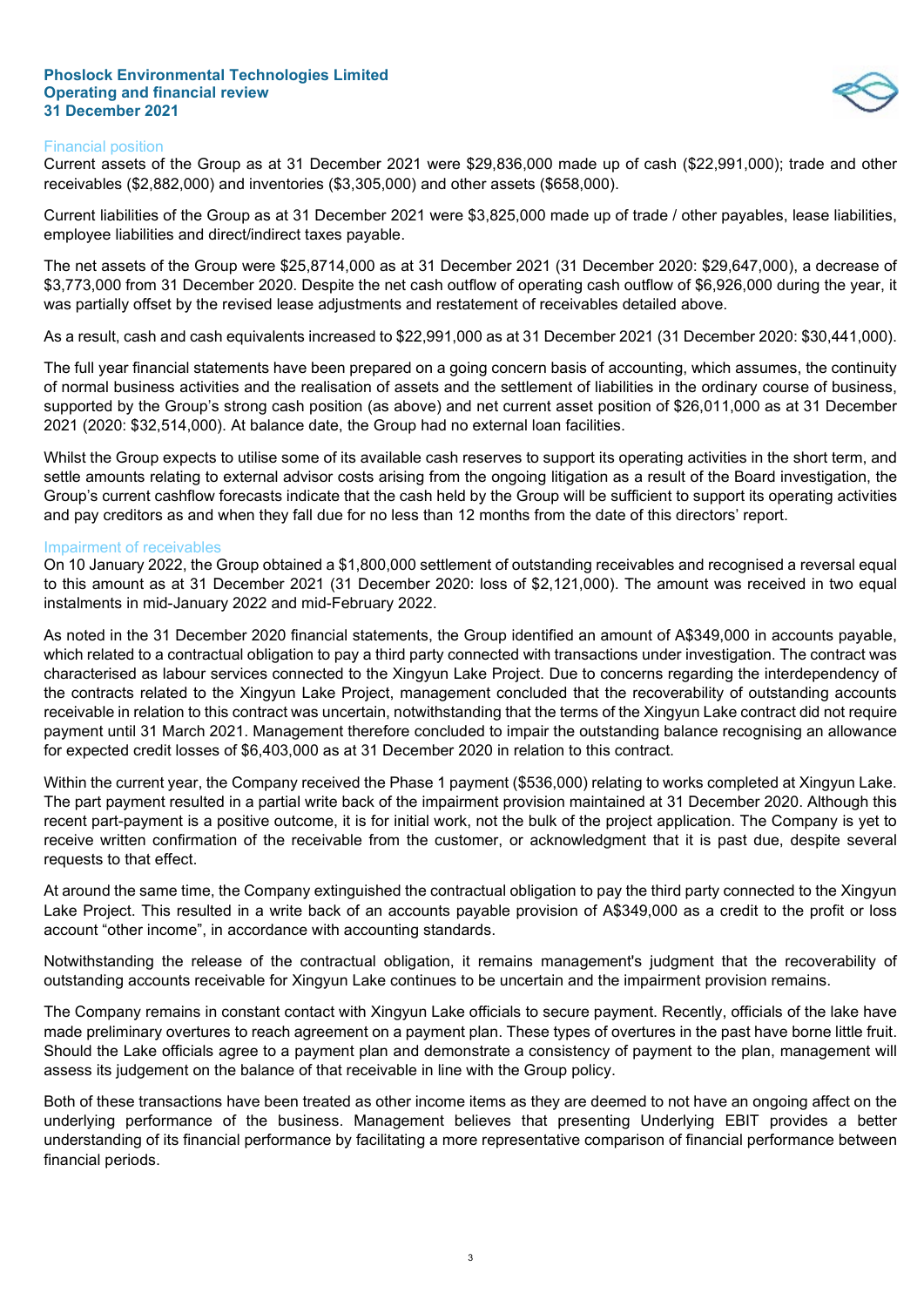Phoslock Environmental Technologies Limited
Operating and financial review
31 December 2021

## Financial position

Current assets of the Group as at 31 December 2021 were $29,836,000 made up of cash ($22,991,000); trade and other receivables ($2,882,000) and inventories ($3,305,000) and other assets ($658,000).

Current liabilities of the Group as at 31 December 2021 were $3,825,000 made up of trade / other payables, lease liabilities, employee liabilities and direct/indirect taxes payable.

The net assets of the Group were $25,8714,000 as at 31 December 2021 (31 December 2020: $29,647,000), a decrease of $3,773,000 from 31 December 2020. Despite the net cash outflow of operating cash outflow of $6,926,000 during the year, it was partially offset by the revised lease adjustments and restatement of receivables detailed above.

As a result, cash and cash equivalents increased to $22,991,000 as at 31 December 2021 (31 December 2020: $30,441,000).

The full year financial statements have been prepared on a going concern basis of accounting, which assumes, the continuity of normal business activities and the realisation of assets and the settlement of liabilities in the ordinary course of business, supported by the Group's strong cash position (as above) and net current asset position of $26,011,000 as at 31 December 2021 (2020: $32,514,000). At balance date, the Group had no external loan facilities.

Whilst the Group expects to utilise some of its available cash reserves to support its operating activities in the short term, and settle amounts relating to external advisor costs arising from the ongoing litigation as a result of the Board investigation, the Group's current cashflow forecasts indicate that the cash held by the Group will be sufficient to support its operating activities and pay creditors as and when they fall due for no less than 12 months from the date of this directors' report.

## Impairment of receivables

On 10 January 2022, the Group obtained a $1,800,000 settlement of outstanding receivables and recognised a reversal equal to this amount as at 31 December 2021 (31 December 2020: loss of $2,121,000). The amount was received in two equal instalments in mid-January 2022 and mid-February 2022.

As noted in the 31 December 2020 financial statements, the Group identified an amount of A$349,000 in accounts payable, which related to a contractual obligation to pay a third party connected with transactions under investigation. The contract was characterised as labour services connected to the Xingyun Lake Project. Due to concerns regarding the interdependency of the contracts related to the Xingyun Lake Project, management concluded that the recoverability of outstanding accounts receivable in relation to this contract was uncertain, notwithstanding that the terms of the Xingyun Lake contract did not require payment until 31 March 2021. Management therefore concluded to impair the outstanding balance recognising an allowance for expected credit losses of $6,403,000 as at 31 December 2020 in relation to this contract.

Within the current year, the Company received the Phase 1 payment ($536,000) relating to works completed at Xingyun Lake. The part payment resulted in a partial write back of the impairment provision maintained at 31 December 2020. Although this recent part-payment is a positive outcome, it is for initial work, not the bulk of the project application. The Company is yet to receive written confirmation of the receivable from the customer, or acknowledgment that it is past due, despite several requests to that effect.

At around the same time, the Company extinguished the contractual obligation to pay the third party connected to the Xingyun Lake Project. This resulted in a write back of an accounts payable provision of A$349,000 as a credit to the profit or loss account "other income", in accordance with accounting standards.

Notwithstanding the release of the contractual obligation, it remains management's judgment that the recoverability of outstanding accounts receivable for Xingyun Lake continues to be uncertain and the impairment provision remains.

The Company remains in constant contact with Xingyun Lake officials to secure payment. Recently, officials of the lake have made preliminary overtures to reach agreement on a payment plan. These types of overtures in the past have borne little fruit. Should the Lake officials agree to a payment plan and demonstrate a consistency of payment to the plan, management will assess its judgement on the balance of that receivable in line with the Group policy.

Both of these transactions have been treated as other income items as they are deemed to not have an ongoing affect on the underlying performance of the business. Management believes that presenting Underlying EBIT provides a better understanding of its financial performance by facilitating a more representative comparison of financial performance between financial periods.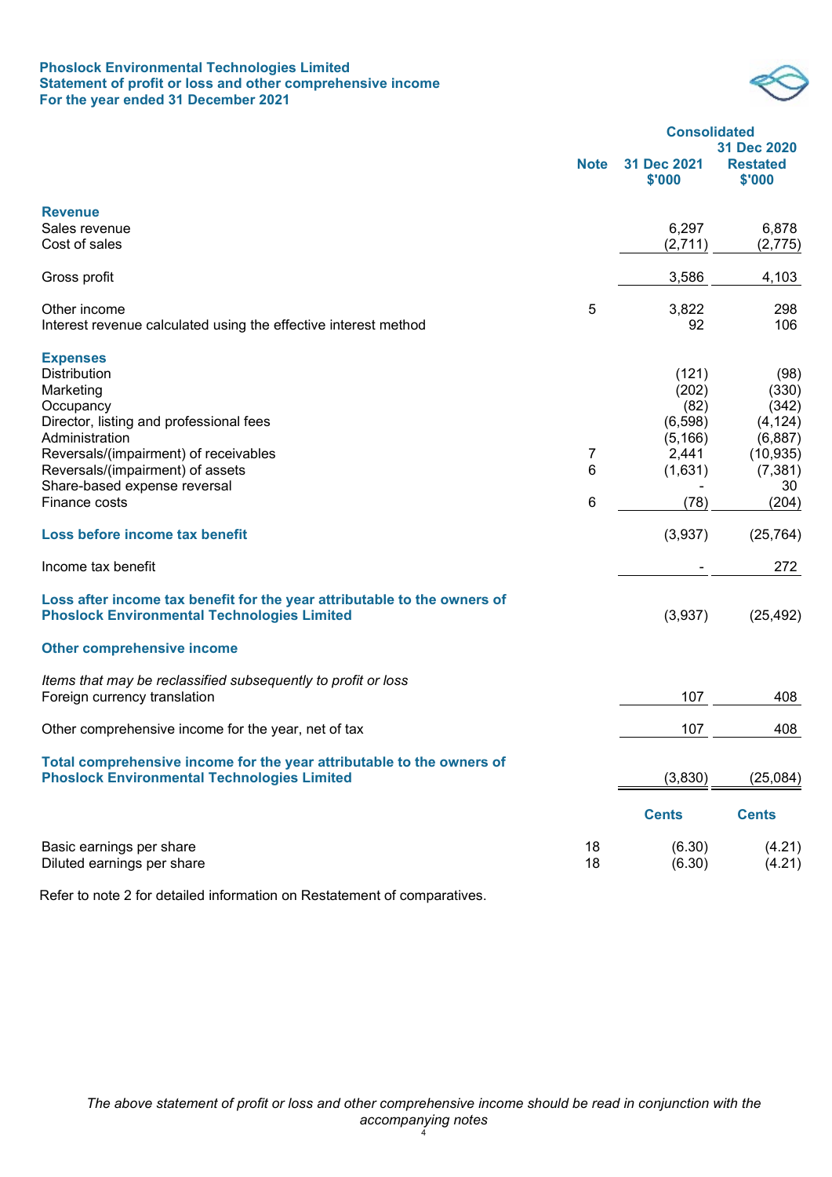**Phoslock Environmental Technologies Limited**
**Statement of profit or loss and other comprehensive income**
**For the year ended 31 December 2021**

| | Note | Consolidated 31 Dec 2021 $'000 | 31 Dec 2020 Restated $'000 |
|---|---|---|---|
| **Revenue** | | | |
| Sales revenue | | 6,297 | 6,878 |
| Cost of sales | | (2,711) | (2,775) |
| Gross profit | | 3,586 | 4,103 |
| Other income | 5 | 3,822 | 298 |
| Interest revenue calculated using the effective interest method | | 92 | 106 |
| **Expenses** | | | |
| Distribution | | (121) | (98) |
| Marketing | | (202) | (330) |
| Occupancy | | (82) | (342) |
| Director, listing and professional fees | | (6,598) | (4,124) |
| Administration | | (5,166) | (6,887) |
| Reversals/(impairment) of receivables | 7 | 2,441 | (10,935) |
| Reversals/(impairment) of assets | 6 | (1,631) | (7,381) |
| Share-based expense reversal | | - | 30 |
| Finance costs | 6 | (78) | (204) |
| **Loss before income tax benefit** | | (3,937) | (25,764) |
| Income tax benefit | | - | 272 |
| **Loss after income tax benefit for the year attributable to the owners of Phoslock Environmental Technologies Limited** | | (3,937) | (25,492) |
| **Other comprehensive income** | | | |
| *Items that may be reclassified subsequently to profit or loss* | | | |
| Foreign currency translation | | 107 | 408 |
| Other comprehensive income for the year, net of tax | | 107 | 408 |
| **Total comprehensive income for the year attributable to the owners of Phoslock Environmental Technologies Limited** | | (3,830) | (25,084) |
| | | **Cents** | **Cents** |
| Basic earnings per share | 18 | (6.30) | (4.21) |
| Diluted earnings per share | 18 | (6.30) | (4.21) |

Refer to note 2 for detailed information on Restatement of comparatives.

*The above statement of profit or loss and other comprehensive income should be read in conjunction with the accompanying notes*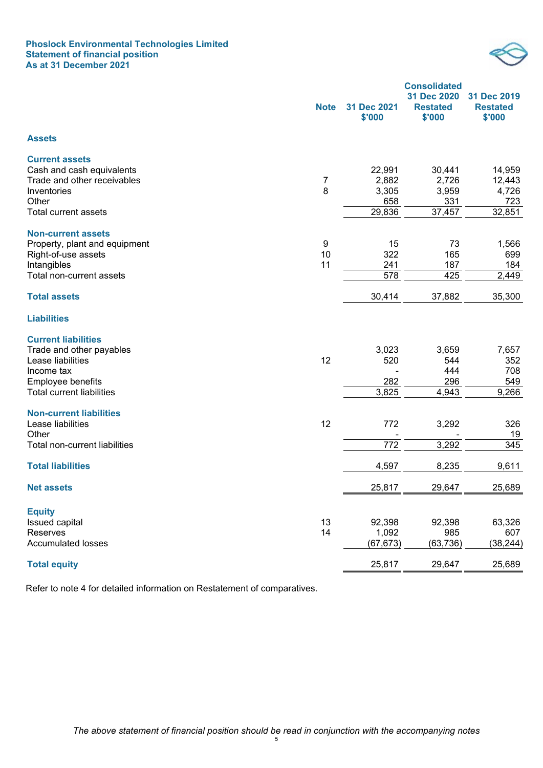# Phoslock Environmental Technologies Limited
## Statement of financial position
## As at 31 December 2021

| | Note | 31 Dec 2021 $'000 | Consolidated 31 Dec 2020 Restated $'000 | 31 Dec 2019 Restated $'000 |
|---|---|---|---|---|
| **Assets** | | | | |
| **Current assets** | | | | |
| Cash and cash equivalents | | 22,991 | 30,441 | 14,959 |
| Trade and other receivables | 7 | 2,882 | 2,726 | 12,443 |
| Inventories | 8 | 3,305 | 3,959 | 4,726 |
| Other | | 658 | 331 | 723 |
| Total current assets | | 29,836 | 37,457 | 32,851 |
| **Non-current assets** | | | | |
| Property, plant and equipment | 9 | 15 | 73 | 1,566 |
| Right-of-use assets | 10 | 322 | 165 | 699 |
| Intangibles | 11 | 241 | 187 | 184 |
| Total non-current assets | | 578 | 425 | 2,449 |
| **Total assets** | | 30,414 | 37,882 | 35,300 |
| **Liabilities** | | | | |
| **Current liabilities** | | | | |
| Trade and other payables | | 3,023 | 3,659 | 7,657 |
| Lease liabilities | 12 | 520 | 544 | 352 |
| Income tax | | - | 444 | 708 |
| Employee benefits | | 282 | 296 | 549 |
| Total current liabilities | | 3,825 | 4,943 | 9,266 |
| **Non-current liabilities** | | | | |
| Lease liabilities | 12 | 772 | 3,292 | 326 |
| Other | | - | - | 19 |
| Total non-current liabilities | | 772 | 3,292 | 345 |
| **Total liabilities** | | 4,597 | 8,235 | 9,611 |
| **Net assets** | | 25,817 | 29,647 | 25,689 |
| **Equity** | | | | |
| Issued capital | 13 | 92,398 | 92,398 | 63,326 |
| Reserves | 14 | 1,092 | 985 | 607 |
| Accumulated losses | | (67,673) | (63,736) | (38,244) |
| **Total equity** | | 25,817 | 29,647 | 25,689 |

Refer to note 4 for detailed information on Restatement of comparatives.

*The above statement of financial position should be read in conjunction with the accompanying notes*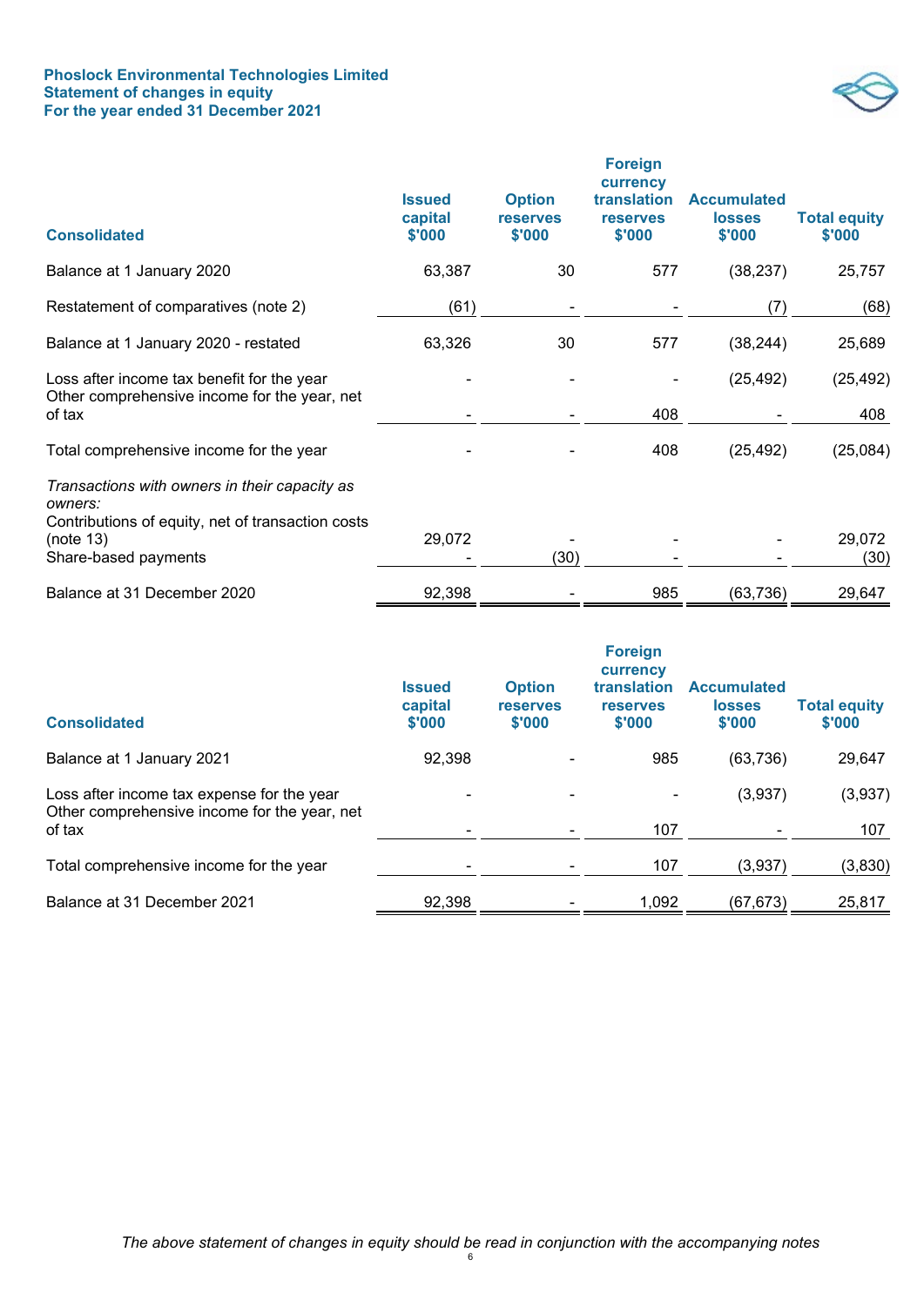**Phoslock Environmental Technologies Limited**
**Statement of changes in equity**
**For the year ended 31 December 2021**

| Consolidated | Issued capital $'000 | Option reserves $'000 | Foreign currency translation reserves $'000 | Accumulated losses $'000 | Total equity $'000 |
|---|---|---|---|---|---|
| Balance at 1 January 2020 | 63,387 | 30 | 577 | (38,237) | 25,757 |
| Restatement of comparatives (note 2) | (61) | - | - | (7) | (68) |
| Balance at 1 January 2020 - restated | 63,326 | 30 | 577 | (38,244) | 25,689 |
| Loss after income tax benefit for the year | - | - | - | (25,492) | (25,492) |
| Other comprehensive income for the year, net of tax | - | - | 408 | - | 408 |
| Total comprehensive income for the year | - | - | 408 | (25,492) | (25,084) |
| *Transactions with owners in their capacity as owners:* | | | | | |
| Contributions of equity, net of transaction costs (note 13) | 29,072 | - | - | - | 29,072 |
| Share-based payments | - | (30) | - | - | (30) |
| Balance at 31 December 2020 | 92,398 | - | 985 | (63,736) | 29,647 |

| Consolidated | Issued capital $'000 | Option reserves $'000 | Foreign currency translation reserves $'000 | Accumulated losses $'000 | Total equity $'000 |
|---|---|---|---|---|---|
| Balance at 1 January 2021 | 92,398 | - | 985 | (63,736) | 29,647 |
| Loss after income tax expense for the year | - | - | - | (3,937) | (3,937) |
| Other comprehensive income for the year, net of tax | - | - | 107 | - | 107 |
| Total comprehensive income for the year | - | - | 107 | (3,937) | (3,830) |
| Balance at 31 December 2021 | 92,398 | - | 1,092 | (67,673) | 25,817 |

*The above statement of changes in equity should be read in conjunction with the accompanying notes*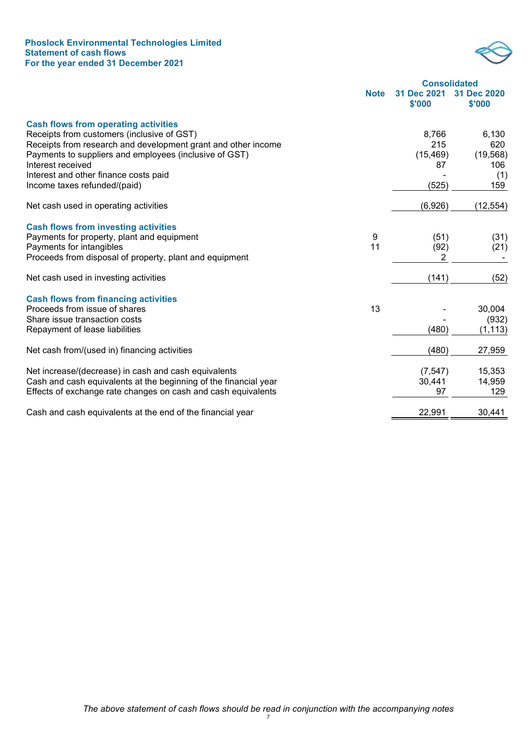**Phoslock Environmental Technologies Limited**
**Statement of cash flows**
**For the year ended 31 December 2021**

| | Note | Consolidated 31 Dec 2021 $'000 | Consolidated 31 Dec 2020 $'000 |
|---|---|---|---|
| **Cash flows from operating activities** | | | |
| Receipts from customers (inclusive of GST) | | 8,766 | 6,130 |
| Receipts from research and development grant and other income | | 215 | 620 |
| Payments to suppliers and employees (inclusive of GST) | | (15,469) | (19,568) |
| Interest received | | 87 | 106 |
| Interest and other finance costs paid | | - | (1) |
| Income taxes refunded/(paid) | | (525) | 159 |
| Net cash used in operating activities | | (6,926) | (12,554) |
| **Cash flows from investing activities** | | | |
| Payments for property, plant and equipment | 9 | (51) | (31) |
| Payments for intangibles | 11 | (92) | (21) |
| Proceeds from disposal of property, plant and equipment | | 2 | - |
| Net cash used in investing activities | | (141) | (52) |
| **Cash flows from financing activities** | | | |
| Proceeds from issue of shares | 13 | - | 30,004 |
| Share issue transaction costs | | - | (932) |
| Repayment of lease liabilities | | (480) | (1,113) |
| Net cash from/(used in) financing activities | | (480) | 27,959 |
| Net increase/(decrease) in cash and cash equivalents | | (7,547) | 15,353 |
| Cash and cash equivalents at the beginning of the financial year | | 30,441 | 14,959 |
| Effects of exchange rate changes on cash and cash equivalents | | 97 | 129 |
| Cash and cash equivalents at the end of the financial year | | 22,991 | 30,441 |

*The above statement of cash flows should be read in conjunction with the accompanying notes*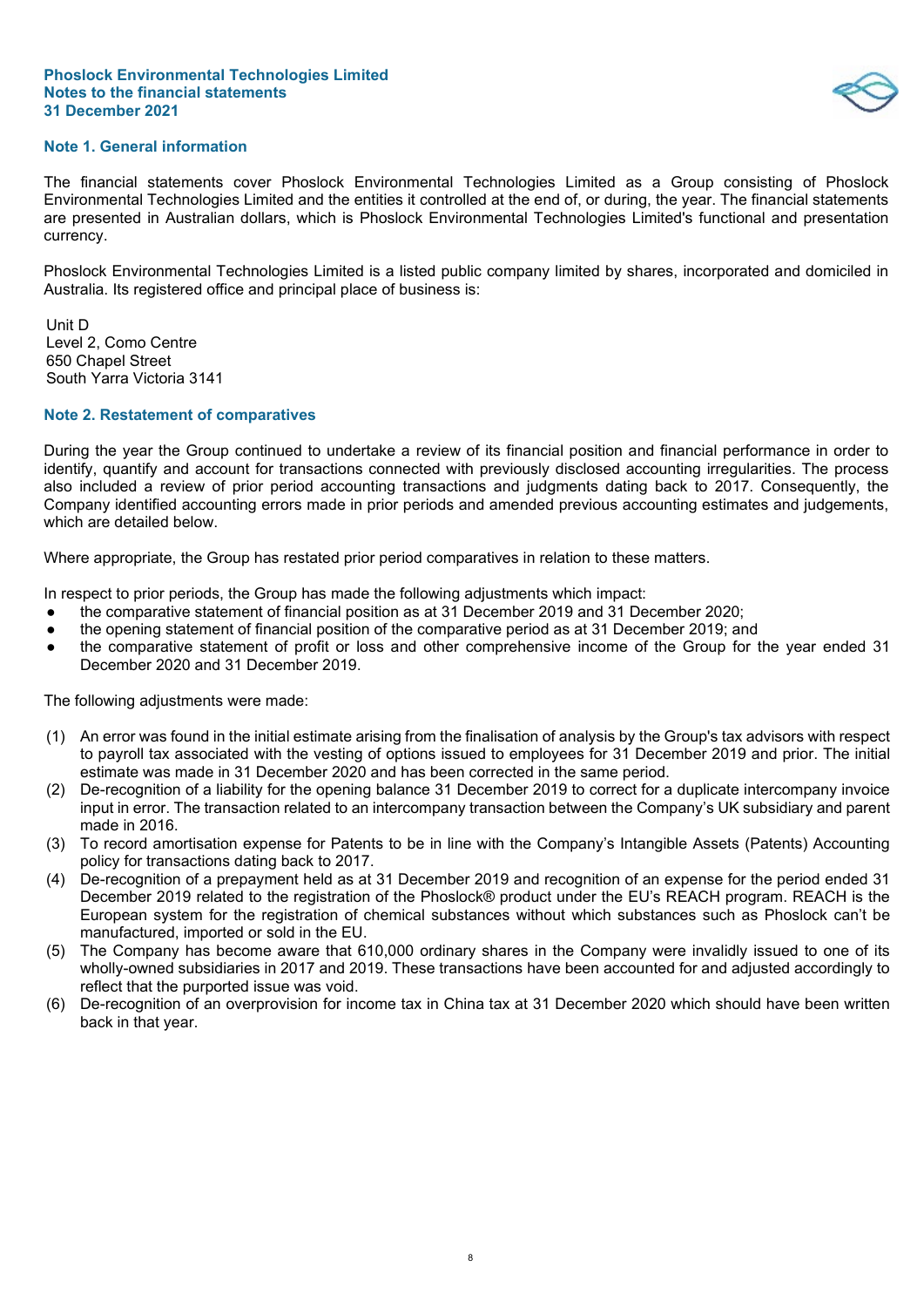Phoslock Environmental Technologies Limited
Notes to the financial statements
31 December 2021

## Note 1. General information

The financial statements cover Phoslock Environmental Technologies Limited as a Group consisting of Phoslock Environmental Technologies Limited and the entities it controlled at the end of, or during, the year. The financial statements are presented in Australian dollars, which is Phoslock Environmental Technologies Limited's functional and presentation currency.

Phoslock Environmental Technologies Limited is a listed public company limited by shares, incorporated and domiciled in Australia. Its registered office and principal place of business is:

Unit D
Level 2, Como Centre
650 Chapel Street
South Yarra Victoria 3141

## Note 2. Restatement of comparatives

During the year the Group continued to undertake a review of its financial position and financial performance in order to identify, quantify and account for transactions connected with previously disclosed accounting irregularities. The process also included a review of prior period accounting transactions and judgments dating back to 2017. Consequently, the Company identified accounting errors made in prior periods and amended previous accounting estimates and judgements, which are detailed below.

Where appropriate, the Group has restated prior period comparatives in relation to these matters.

In respect to prior periods, the Group has made the following adjustments which impact:

- the comparative statement of financial position as at 31 December 2019 and 31 December 2020;
- the opening statement of financial position of the comparative period as at 31 December 2019; and
- the comparative statement of profit or loss and other comprehensive income of the Group for the year ended 31 December 2020 and 31 December 2019.

The following adjustments were made:

(1) An error was found in the initial estimate arising from the finalisation of analysis by the Group's tax advisors with respect to payroll tax associated with the vesting of options issued to employees for 31 December 2019 and prior. The initial estimate was made in 31 December 2020 and has been corrected in the same period.
(2) De-recognition of a liability for the opening balance 31 December 2019 to correct for a duplicate intercompany invoice input in error. The transaction related to an intercompany transaction between the Company's UK subsidiary and parent made in 2016.
(3) To record amortisation expense for Patents to be in line with the Company's Intangible Assets (Patents) Accounting policy for transactions dating back to 2017.
(4) De-recognition of a prepayment held as at 31 December 2019 and recognition of an expense for the period ended 31 December 2019 related to the registration of the Phoslock® product under the EU's REACH program. REACH is the European system for the registration of chemical substances without which substances such as Phoslock can't be manufactured, imported or sold in the EU.
(5) The Company has become aware that 610,000 ordinary shares in the Company were invalidly issued to one of its wholly-owned subsidiaries in 2017 and 2019. These transactions have been accounted for and adjusted accordingly to reflect that the purported issue was void.
(6) De-recognition of an overprovision for income tax in China tax at 31 December 2020 which should have been written back in that year.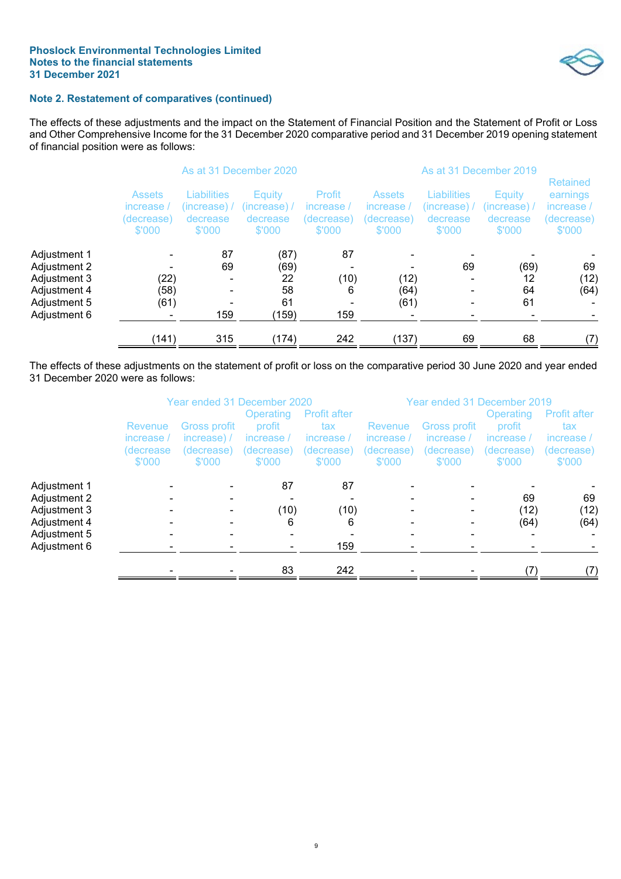## Note 2. Restatement of comparatives (continued)

The effects of these adjustments and the impact on the Statement of Financial Position and the Statement of Profit or Loss and Other Comprehensive Income for the 31 December 2020 comparative period and 31 December 2019 opening statement of financial position were as follows:

| | As at 31 December 2020 | | | | As at 31 December 2019 | | | |
|---|---|---|---|---|---|---|---|---|
| | Assets increase / (decrease) $'000 | Liabilities (increase) / decrease $'000 | Equity (increase) / decrease $'000 | Profit increase / (decrease) $'000 | Assets increase / (decrease) $'000 | Liabilities (increase) / decrease $'000 | Equity (increase) / decrease $'000 | Retained earnings increase / (decrease) $'000 |
| Adjustment 1 | - | 87 | (87) | 87 | - | - | - | - |
| Adjustment 2 | - | 69 | (69) | - | - | 69 | (69) | 69 |
| Adjustment 3 | (22) | - | 22 | (10) | (12) | - | 12 | (12) |
| Adjustment 4 | (58) | - | 58 | 6 | (64) | - | 64 | (64) |
| Adjustment 5 | (61) | - | 61 | - | (61) | - | 61 | - |
| Adjustment 6 | - | 159 | (159) | 159 | - | - | - | - |
| | (141) | 315 | (174) | 242 | (137) | 69 | 68 | (7) |

The effects of these adjustments on the statement of profit or loss on the comparative period 30 June 2020 and year ended 31 December 2020 were as follows:

| | Year ended 31 December 2020 | | | | Year ended 31 December 2019 | | | |
|---|---|---|---|---|---|---|---|---|
| | Revenue increase / (decrease $'000 | Gross profit increase) / (decrease) $'000 | Operating profit increase / (decrease) $'000 | Profit after tax increase / (decrease) $'000 | Revenue increase / (decrease) $'000 | Gross profit increase / (decrease) $'000 | Operating profit increase / (decrease) $'000 | Profit after tax increase / (decrease) $'000 |
| Adjustment 1 | - | - | 87 | 87 | - | - | - | - |
| Adjustment 2 | - | - | - | - | - | - | 69 | 69 |
| Adjustment 3 | - | - | (10) | (10) | - | - | (12) | (12) |
| Adjustment 4 | - | - | 6 | 6 | - | - | (64) | (64) |
| Adjustment 5 | - | - | - | - | - | - | - | - |
| Adjustment 6 | - | - | - | 159 | - | - | - | - |
| | - | - | 83 | 242 | - | - | (7) | (7) |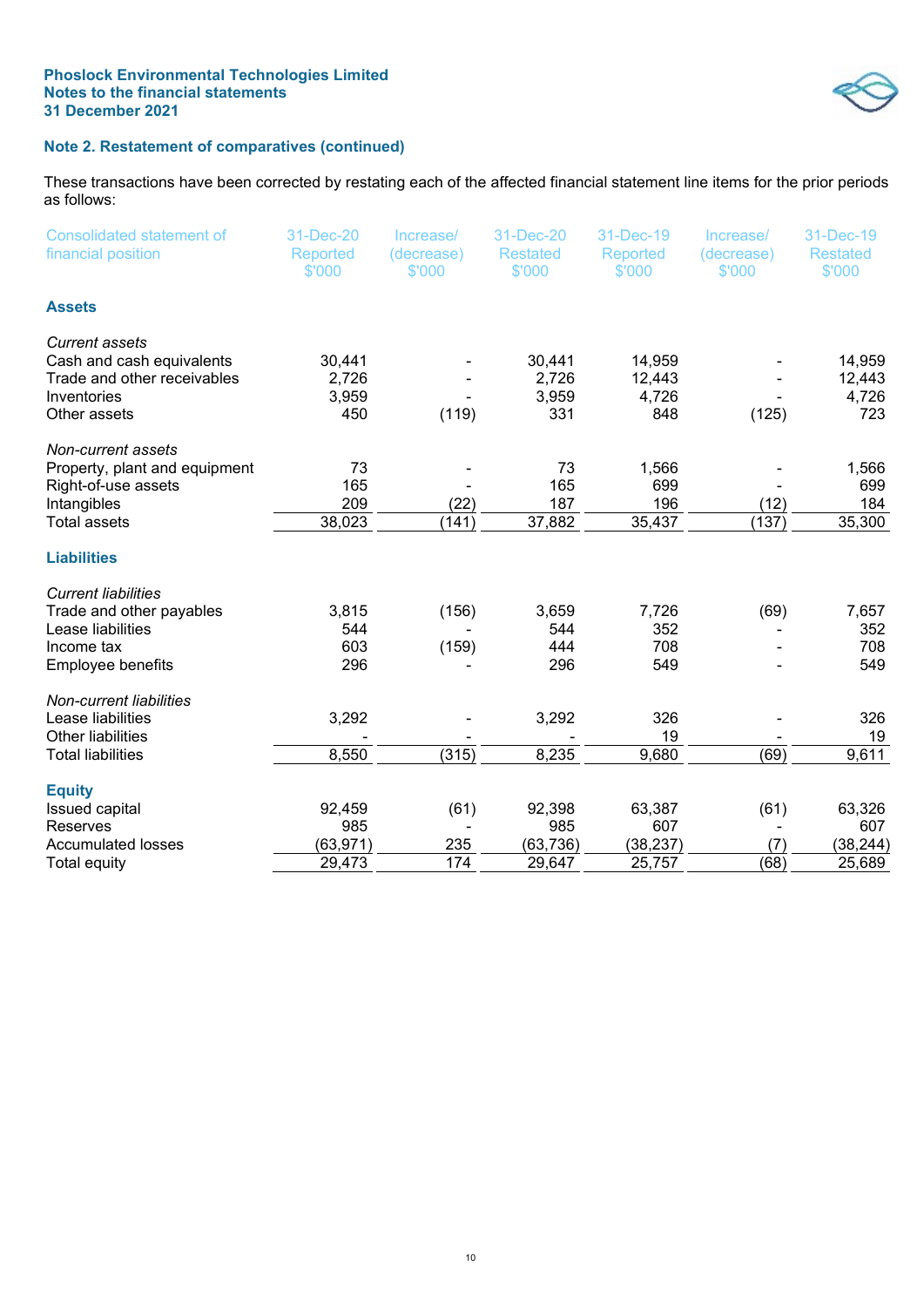### Note 2. Restatement of comparatives (continued)

These transactions have been corrected by restating each of the affected financial statement line items for the prior periods as follows:

| Consolidated statement of financial position | 31-Dec-20 Reported $'000 | Increase/ (decrease) $'000 | 31-Dec-20 Restated $'000 | 31-Dec-19 Reported $'000 | Increase/ (decrease) $'000 | 31-Dec-19 Restated $'000 |
|---|---|---|---|---|---|---|
| **Assets** | | | | | | |
| *Current assets* | | | | | | |
| Cash and cash equivalents | 30,441 | - | 30,441 | 14,959 | - | 14,959 |
| Trade and other receivables | 2,726 | - | 2,726 | 12,443 | - | 12,443 |
| Inventories | 3,959 | - | 3,959 | 4,726 | - | 4,726 |
| Other assets | 450 | (119) | 331 | 848 | (125) | 723 |
| *Non-current assets* | | | | | | |
| Property, plant and equipment | 73 | - | 73 | 1,566 | - | 1,566 |
| Right-of-use assets | 165 | - | 165 | 699 | - | 699 |
| Intangibles | 209 | (22) | 187 | 196 | (12) | 184 |
| Total assets | 38,023 | (141) | 37,882 | 35,437 | (137) | 35,300 |
| **Liabilities** | | | | | | |
| *Current liabilities* | | | | | | |
| Trade and other payables | 3,815 | (156) | 3,659 | 7,726 | (69) | 7,657 |
| Lease liabilities | 544 | - | 544 | 352 | - | 352 |
| Income tax | 603 | (159) | 444 | 708 | - | 708 |
| Employee benefits | 296 | - | 296 | 549 | - | 549 |
| *Non-current liabilities* | | | | | | |
| Lease liabilities | 3,292 | - | 3,292 | 326 | - | 326 |
| Other liabilities | - | - | - | 19 | - | 19 |
| Total liabilities | 8,550 | (315) | 8,235 | 9,680 | (69) | 9,611 |
| **Equity** | | | | | | |
| Issued capital | 92,459 | (61) | 92,398 | 63,387 | (61) | 63,326 |
| Reserves | 985 | - | 985 | 607 | - | 607 |
| Accumulated losses | (63,971) | 235 | (63,736) | (38,237) | (7) | (38,244) |
| Total equity | 29,473 | 174 | 29,647 | 25,757 | (68) | 25,689 |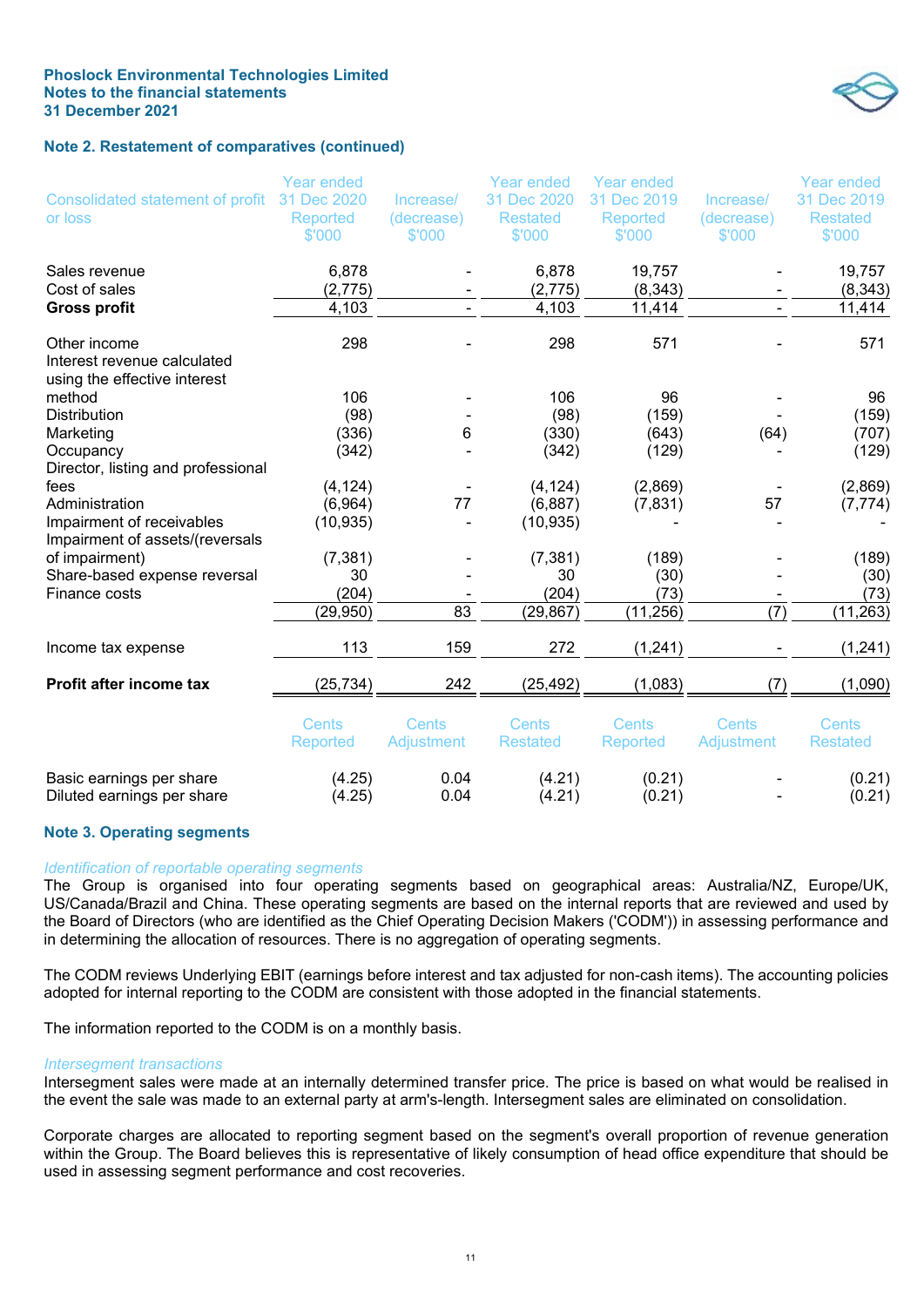## Note 2. Restatement of comparatives (continued)

| Consolidated statement of profit or loss | Year ended 31 Dec 2020 Reported $'000 | Increase/ (decrease) $'000 | Year ended 31 Dec 2020 Restated $'000 | Year ended 31 Dec 2019 Reported $'000 | Increase/ (decrease) $'000 | Year ended 31 Dec 2019 Restated $'000 |
|---|---|---|---|---|---|---|
| Sales revenue | 6,878 | - | 6,878 | 19,757 | - | 19,757 |
| Cost of sales | (2,775) | - | (2,775) | (8,343) | - | (8,343) |
| **Gross profit** | 4,103 | - | 4,103 | 11,414 | - | 11,414 |
| | | | | | | |
| Other income | 298 | - | 298 | 571 | - | 571 |
| Interest revenue calculated using the effective interest method | 106 | - | 106 | 96 | - | 96 |
| Distribution | (98) | - | (98) | (159) | - | (159) |
| Marketing | (336) | 6 | (330) | (643) | (64) | (707) |
| Occupancy | (342) | - | (342) | (129) | - | (129) |
| Director, listing and professional fees | (4,124) | - | (4,124) | (2,869) | - | (2,869) |
| Administration | (6,964) | 77 | (6,887) | (7,831) | 57 | (7,774) |
| Impairment of receivables | (10,935) | - | (10,935) | - | - | - |
| Impairment of assets/(reversals of impairment) | (7,381) | - | (7,381) | (189) | - | (189) |
| Share-based expense reversal | 30 | - | 30 | (30) | - | (30) |
| Finance costs | (204) | - | (204) | (73) | - | (73) |
| | (29,950) | 83 | (29,867) | (11,256) | (7) | (11,263) |
| | | | | | | |
| Income tax expense | 113 | 159 | 272 | (1,241) | - | (1,241) |
| | | | | | | |
| **Profit after income tax** | (25,734) | 242 | (25,492) | (1,083) | (7) | (1,090) |
| | | | | | | |
| | Cents Reported | Cents Adjustment | Cents Restated | Cents Reported | Cents Adjustment | Cents Restated |
| Basic earnings per share | (4.25) | 0.04 | (4.21) | (0.21) | - | (0.21) |
| Diluted earnings per share | (4.25) | 0.04 | (4.21) | (0.21) | - | (0.21) |

## Note 3. Operating segments

*Identification of reportable operating segments*

The Group is organised into four operating segments based on geographical areas: Australia/NZ, Europe/UK, US/Canada/Brazil and China. These operating segments are based on the internal reports that are reviewed and used by the Board of Directors (who are identified as the Chief Operating Decision Makers ('CODM')) in assessing performance and in determining the allocation of resources. There is no aggregation of operating segments.

The CODM reviews Underlying EBIT (earnings before interest and tax adjusted for non-cash items). The accounting policies adopted for internal reporting to the CODM are consistent with those adopted in the financial statements.

The information reported to the CODM is on a monthly basis.

*Intersegment transactions*

Intersegment sales were made at an internally determined transfer price. The price is based on what would be realised in the event the sale was made to an external party at arm's-length. Intersegment sales are eliminated on consolidation.

Corporate charges are allocated to reporting segment based on the segment's overall proportion of revenue generation within the Group. The Board believes this is representative of likely consumption of head office expenditure that should be used in assessing segment performance and cost recoveries.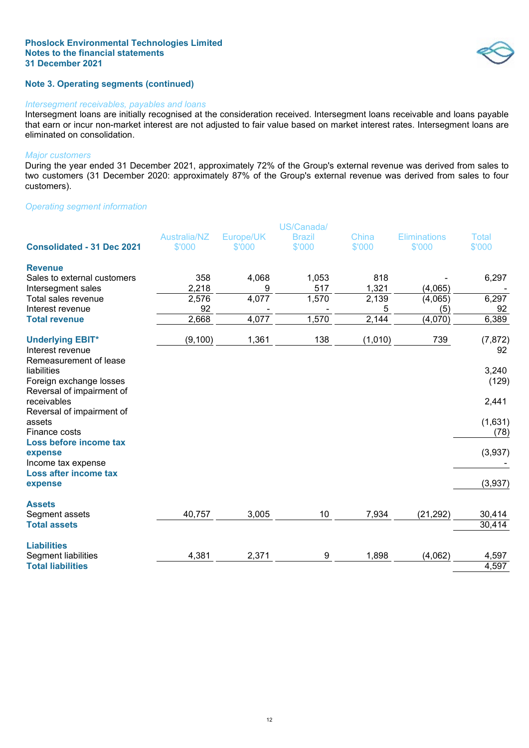**Phoslock Environmental Technologies Limited**
**Notes to the financial statements**
**31 December 2021**

## Note 3. Operating segments (continued)

*Intersegment receivables, payables and loans*

Intersegment loans are initially recognised at the consideration received. Intersegment loans receivable and loans payable that earn or incur non-market interest are not adjusted to fair value based on market interest rates. Intersegment loans are eliminated on consolidation.

*Major customers*

During the year ended 31 December 2021, approximately 72% of the Group's external revenue was derived from sales to two customers (31 December 2020: approximately 87% of the Group's external revenue was derived from sales to four customers).

*Operating segment information*

| Consolidated - 31 Dec 2021 | Australia/NZ $'000 | Europe/UK $'000 | US/Canada/ Brazil $'000 | China $'000 | Eliminations $'000 | Total $'000 |
|---|---|---|---|---|---|---|
| **Revenue** | | | | | | |
| Sales to external customers | 358 | 4,068 | 1,053 | 818 | - | 6,297 |
| Intersegment sales | 2,218 | 9 | 517 | 1,321 | (4,065) | - |
| Total sales revenue | 2,576 | 4,077 | 1,570 | 2,139 | (4,065) | 6,297 |
| Interest revenue | 92 | - | - | 5 | (5) | 92 |
| **Total revenue** | 2,668 | 4,077 | 1,570 | 2,144 | (4,070) | 6,389 |
| | | | | | | |
| **Underlying EBIT*** | (9,100) | 1,361 | 138 | (1,010) | 739 | (7,872) |
| Interest revenue | | | | | | 92 |
| Remeasurement of lease liabilities | | | | | | 3,240 |
| Foreign exchange losses | | | | | | (129) |
| Reversal of impairment of receivables | | | | | | 2,441 |
| Reversal of impairment of assets | | | | | | (1,631) |
| Finance costs | | | | | | (78) |
| **Loss before income tax expense** | | | | | | (3,937) |
| Income tax expense | | | | | | - |
| **Loss after income tax expense** | | | | | | (3,937) |
| | | | | | | |
| **Assets** | | | | | | |
| Segment assets | 40,757 | 3,005 | 10 | 7,934 | (21,292) | 30,414 |
| **Total assets** | | | | | | 30,414 |
| | | | | | | |
| **Liabilities** | | | | | | |
| Segment liabilities | 4,381 | 2,371 | 9 | 1,898 | (4,062) | 4,597 |
| **Total liabilities** | | | | | | 4,597 |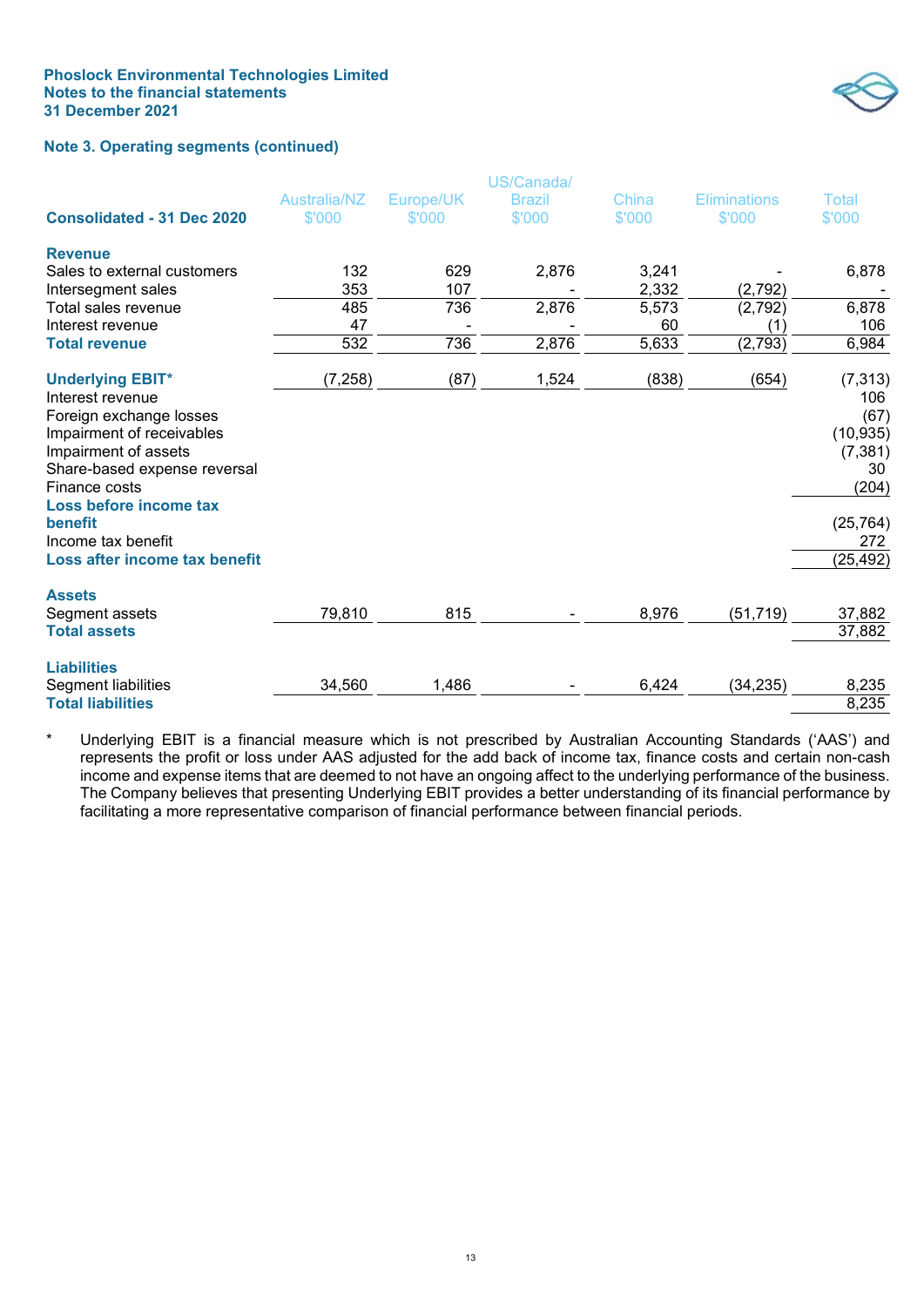Phoslock Environmental Technologies Limited
Notes to the financial statements
31 December 2021

## Note 3. Operating segments (continued)

| Consolidated - 31 Dec 2020 | Australia/NZ $'000 | Europe/UK $'000 | US/Canada/ Brazil $'000 | China $'000 | Eliminations $'000 | Total $'000 |
|---|---|---|---|---|---|---|
| **Revenue** | | | | | | |
| Sales to external customers | 132 | 629 | 2,876 | 3,241 | - | 6,878 |
| Intersegment sales | 353 | 107 | - | 2,332 | (2,792) | - |
| Total sales revenue | 485 | 736 | 2,876 | 5,573 | (2,792) | 6,878 |
| Interest revenue | 47 | - | - | 60 | (1) | 106 |
| **Total revenue** | 532 | 736 | 2,876 | 5,633 | (2,793) | 6,984 |
| | | | | | | |
| **Underlying EBIT*** | (7,258) | (87) | 1,524 | (838) | (654) | (7,313) |
| Interest revenue | | | | | | 106 |
| Foreign exchange losses | | | | | | (67) |
| Impairment of receivables | | | | | | (10,935) |
| Impairment of assets | | | | | | (7,381) |
| Share-based expense reversal | | | | | | 30 |
| Finance costs | | | | | | (204) |
| **Loss before income tax benefit** | | | | | | (25,764) |
| Income tax benefit | | | | | | 272 |
| **Loss after income tax benefit** | | | | | | (25,492) |
| | | | | | | |
| **Assets** | | | | | | |
| Segment assets | 79,810 | 815 | - | 8,976 | (51,719) | 37,882 |
| **Total assets** | | | | | | 37,882 |
| | | | | | | |
| **Liabilities** | | | | | | |
| Segment liabilities | 34,560 | 1,486 | - | 6,424 | (34,235) | 8,235 |
| **Total liabilities** | | | | | | 8,235 |

\* Underlying EBIT is a financial measure which is not prescribed by Australian Accounting Standards ('AAS') and represents the profit or loss under AAS adjusted for the add back of income tax, finance costs and certain non-cash income and expense items that are deemed to not have an ongoing affect to the underlying performance of the business. The Company believes that presenting Underlying EBIT provides a better understanding of its financial performance by facilitating a more representative comparison of financial performance between financial periods.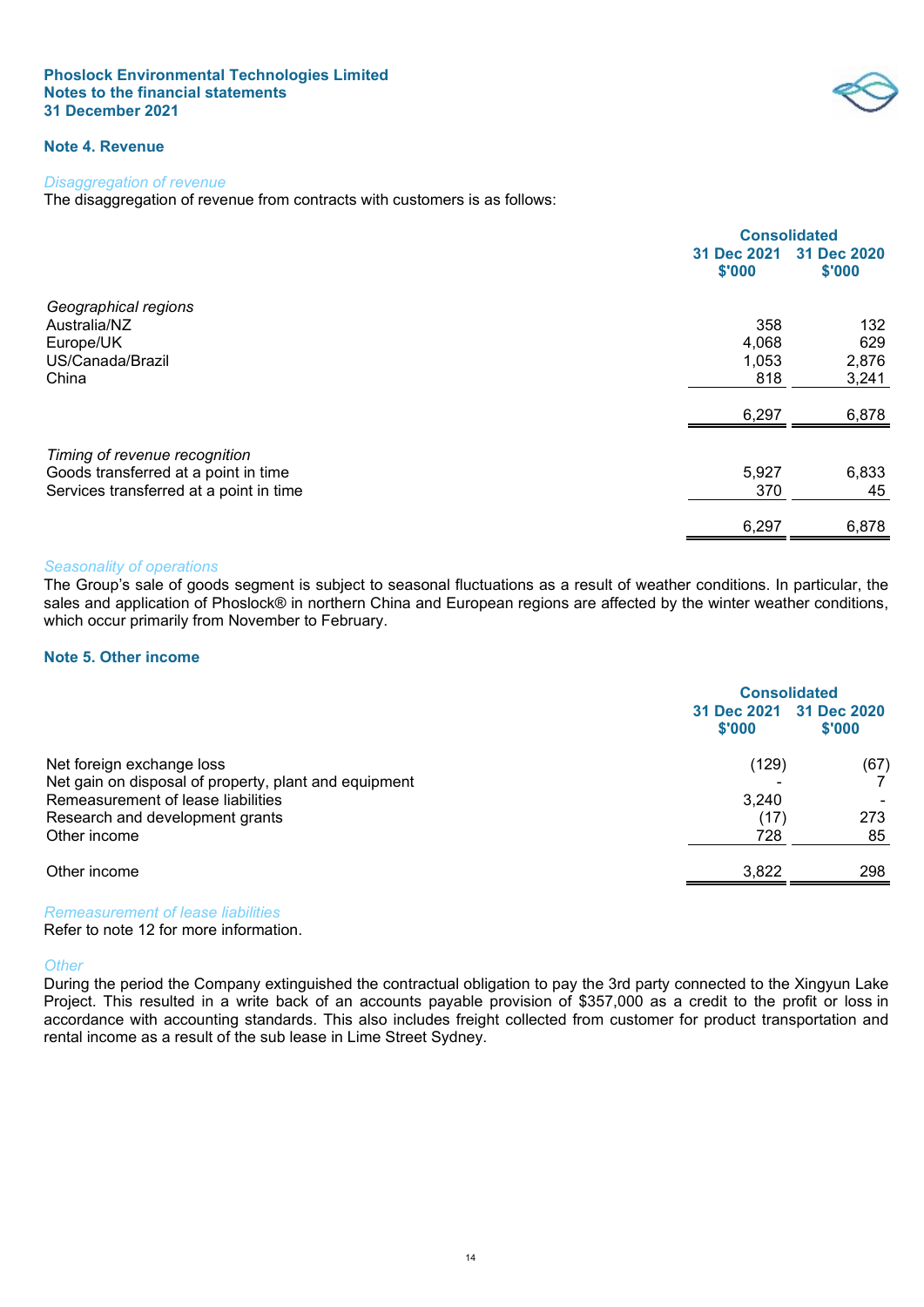**Phoslock Environmental Technologies Limited**
**Notes to the financial statements**
**31 December 2021**

## Note 4. Revenue

*Disaggregation of revenue*

The disaggregation of revenue from contracts with customers is as follows:

| | Consolidated | |
|---|---|---|
| | 31 Dec 2021 $'000 | 31 Dec 2020 $'000 |
| *Geographical regions* | | |
| Australia/NZ | 358 | 132 |
| Europe/UK | 4,068 | 629 |
| US/Canada/Brazil | 1,053 | 2,876 |
| China | 818 | 3,241 |
| | 6,297 | 6,878 |
| *Timing of revenue recognition* | | |
| Goods transferred at a point in time | 5,927 | 6,833 |
| Services transferred at a point in time | 370 | 45 |
| | 6,297 | 6,878 |

*Seasonality of operations*

The Group's sale of goods segment is subject to seasonal fluctuations as a result of weather conditions. In particular, the sales and application of Phoslock® in northern China and European regions are affected by the winter weather conditions, which occur primarily from November to February.

## Note 5. Other income

| | Consolidated | |
|---|---|---|
| | 31 Dec 2021 $'000 | 31 Dec 2020 $'000 |
| Net foreign exchange loss | (129) | (67) |
| Net gain on disposal of property, plant and equipment | - | 7 |
| Remeasurement of lease liabilities | 3,240 | - |
| Research and development grants | (17) | 273 |
| Other income | 728 | 85 |
| Other income | 3,822 | 298 |

*Remeasurement of lease liabilities*

Refer to note 12 for more information.

*Other*

During the period the Company extinguished the contractual obligation to pay the 3rd party connected to the Xingyun Lake Project. This resulted in a write back of an accounts payable provision of $357,000 as a credit to the profit or loss in accordance with accounting standards. This also includes freight collected from customer for product transportation and rental income as a result of the sub lease in Lime Street Sydney.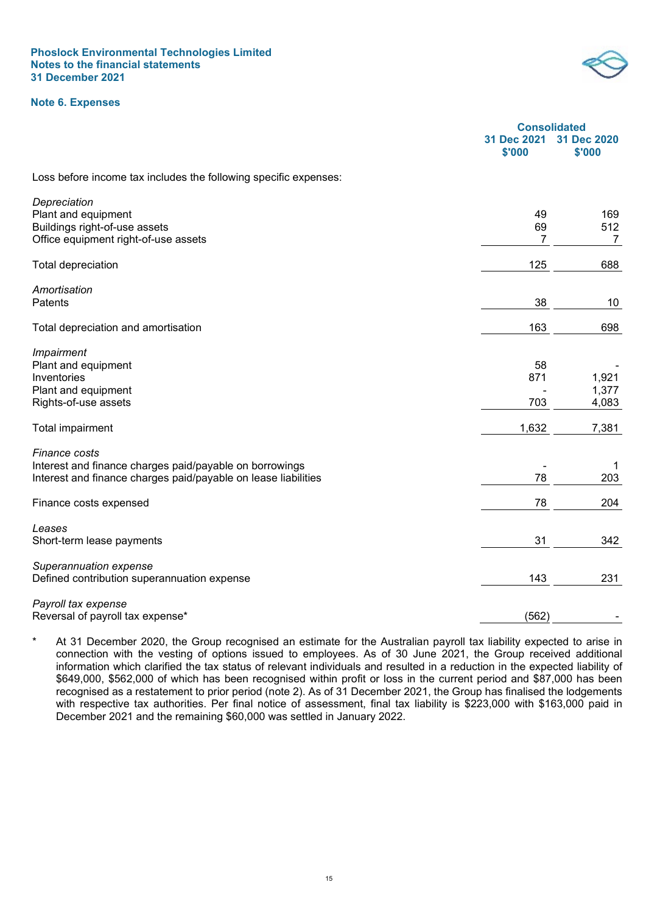**Phoslock Environmental Technologies Limited**
**Notes to the financial statements**
**31 December 2021**

### Note 6. Expenses

| | Consolidated 31 Dec 2021 $'000 | 31 Dec 2020 $'000 |
|---|---|---|
| Loss before income tax includes the following specific expenses: | | |
| *Depreciation* | | |
| Plant and equipment | 49 | 169 |
| Buildings right-of-use assets | 69 | 512 |
| Office equipment right-of-use assets | 7 | 7 |
| Total depreciation | 125 | 688 |
| *Amortisation* | | |
| Patents | 38 | 10 |
| Total depreciation and amortisation | 163 | 698 |
| *Impairment* | | |
| Plant and equipment | 58 | - |
| Inventories | 871 | 1,921 |
| Plant and equipment | - | 1,377 |
| Rights-of-use assets | 703 | 4,083 |
| Total impairment | 1,632 | 7,381 |
| *Finance costs* | | |
| Interest and finance charges paid/payable on borrowings | - | 1 |
| Interest and finance charges paid/payable on lease liabilities | 78 | 203 |
| Finance costs expensed | 78 | 204 |
| *Leases* | | |
| Short-term lease payments | 31 | 342 |
| *Superannuation expense* | | |
| Defined contribution superannuation expense | 143 | 231 |
| *Payroll tax expense* | | |
| Reversal of payroll tax expense* | (562) | - |

\* At 31 December 2020, the Group recognised an estimate for the Australian payroll tax liability expected to arise in connection with the vesting of options issued to employees. As of 30 June 2021, the Group received additional information which clarified the tax status of relevant individuals and resulted in a reduction in the expected liability of $649,000, $562,000 of which has been recognised within profit or loss in the current period and $87,000 has been recognised as a restatement to prior period (note 2). As of 31 December 2021, the Group has finalised the lodgements with respective tax authorities. Per final notice of assessment, final tax liability is $223,000 with $163,000 paid in December 2021 and the remaining $60,000 was settled in January 2022.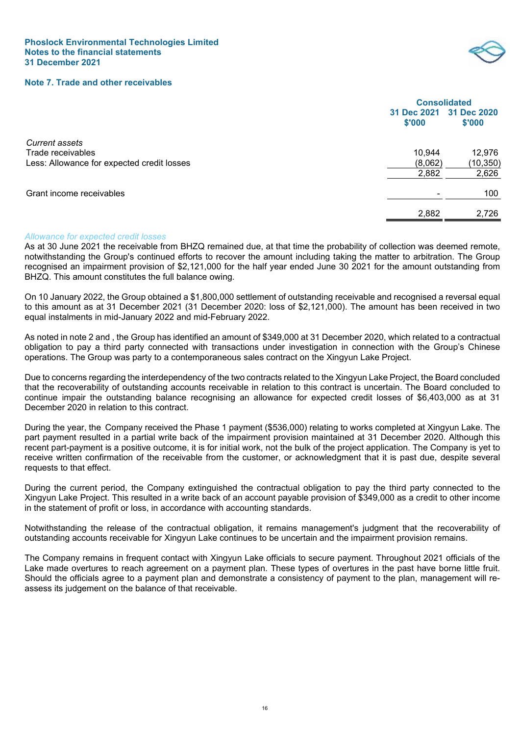## Note 7. Trade and other receivables

| | Consolidated | |
|---|---|---|
| | 31 Dec 2021 $'000 | 31 Dec 2020 $'000 |
| *Current assets* | | |
| Trade receivables | 10,944 | 12,976 |
| Less: Allowance for expected credit losses | (8,062) | (10,350) |
| | 2,882 | 2,626 |
| Grant income receivables | - | 100 |
| | 2,882 | 2,726 |

*Allowance for expected credit losses*

As at 30 June 2021 the receivable from BHZQ remained due, at that time the probability of collection was deemed remote, notwithstanding the Group's continued efforts to recover the amount including taking the matter to arbitration. The Group recognised an impairment provision of $2,121,000 for the half year ended June 30 2021 for the amount outstanding from BHZQ. This amount constitutes the full balance owing.

On 10 January 2022, the Group obtained a $1,800,000 settlement of outstanding receivable and recognised a reversal equal to this amount as at 31 December 2021 (31 December 2020: loss of $2,121,000). The amount has been received in two equal instalments in mid-January 2022 and mid-February 2022.

As noted in note 2 and , the Group has identified an amount of $349,000 at 31 December 2020, which related to a contractual obligation to pay a third party connected with transactions under investigation in connection with the Group's Chinese operations. The Group was party to a contemporaneous sales contract on the Xingyun Lake Project.

Due to concerns regarding the interdependency of the two contracts related to the Xingyun Lake Project, the Board concluded that the recoverability of outstanding accounts receivable in relation to this contract is uncertain. The Board concluded to continue impair the outstanding balance recognising an allowance for expected credit losses of $6,403,000 as at 31 December 2020 in relation to this contract.

During the year, the Company received the Phase 1 payment ($536,000) relating to works completed at Xingyun Lake. The part payment resulted in a partial write back of the impairment provision maintained at 31 December 2020. Although this recent part-payment is a positive outcome, it is for initial work, not the bulk of the project application. The Company is yet to receive written confirmation of the receivable from the customer, or acknowledgment that it is past due, despite several requests to that effect.

During the current period, the Company extinguished the contractual obligation to pay the third party connected to the Xingyun Lake Project. This resulted in a write back of an account payable provision of $349,000 as a credit to other income in the statement of profit or loss, in accordance with accounting standards.

Notwithstanding the release of the contractual obligation, it remains management's judgment that the recoverability of outstanding accounts receivable for Xingyun Lake continues to be uncertain and the impairment provision remains.

The Company remains in frequent contact with Xingyun Lake officials to secure payment. Throughout 2021 officials of the Lake made overtures to reach agreement on a payment plan. These types of overtures in the past have borne little fruit. Should the officials agree to a payment plan and demonstrate a consistency of payment to the plan, management will re-assess its judgement on the balance of that receivable.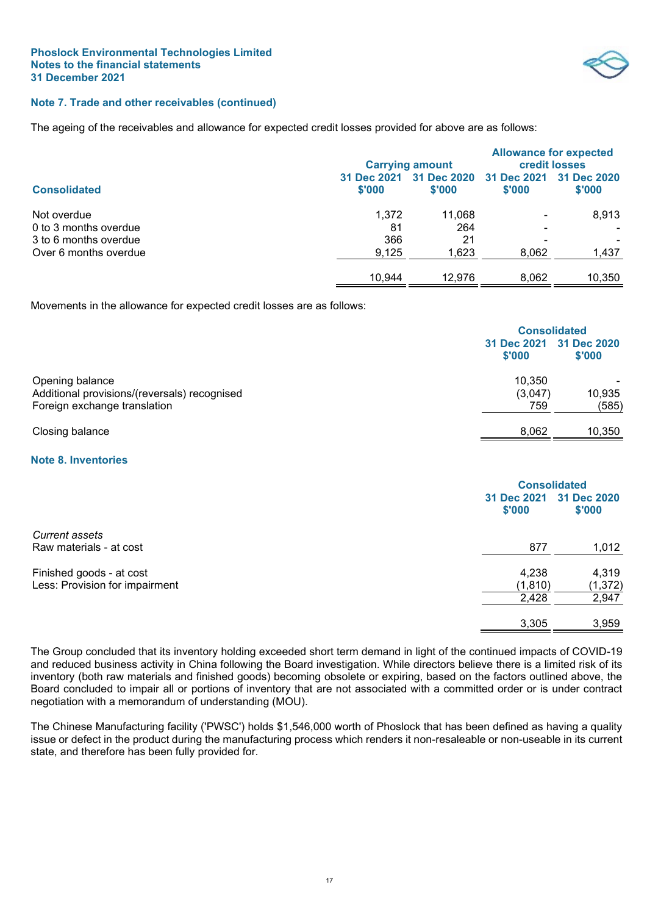### Note 7. Trade and other receivables (continued)

The ageing of the receivables and allowance for expected credit losses provided for above are as follows:

| Consolidated | Carrying amount 31 Dec 2021 $'000 | Carrying amount 31 Dec 2020 $'000 | Allowance for expected credit losses 31 Dec 2021 $'000 | Allowance for expected credit losses 31 Dec 2020 $'000 |
|---|---|---|---|---|
| Not overdue | 1,372 | 11,068 | - | 8,913 |
| 0 to 3 months overdue | 81 | 264 | - | - |
| 3 to 6 months overdue | 366 | 21 | - | - |
| Over 6 months overdue | 9,125 | 1,623 | 8,062 | 1,437 |
| | 10,944 | 12,976 | 8,062 | 10,350 |

Movements in the allowance for expected credit losses are as follows:

| | Consolidated 31 Dec 2021 $'000 | Consolidated 31 Dec 2020 $'000 |
|---|---|---|
| Opening balance | 10,350 | - |
| Additional provisions/(reversals) recognised | (3,047) | 10,935 |
| Foreign exchange translation | 759 | (585) |
| Closing balance | 8,062 | 10,350 |

### Note 8. Inventories

| | Consolidated 31 Dec 2021 $'000 | Consolidated 31 Dec 2020 $'000 |
|---|---|---|
| *Current assets* | | |
| Raw materials - at cost | 877 | 1,012 |
| | | |
| Finished goods - at cost | 4,238 | 4,319 |
| Less: Provision for impairment | (1,810) | (1,372) |
| | 2,428 | 2,947 |
| | 3,305 | 3,959 |

The Group concluded that its inventory holding exceeded short term demand in light of the continued impacts of COVID-19 and reduced business activity in China following the Board investigation. While directors believe there is a limited risk of its inventory (both raw materials and finished goods) becoming obsolete or expiring, based on the factors outlined above, the Board concluded to impair all or portions of inventory that are not associated with a committed order or is under contract negotiation with a memorandum of understanding (MOU).

The Chinese Manufacturing facility ('PWSC') holds $1,546,000 worth of Phoslock that has been defined as having a quality issue or defect in the product during the manufacturing process which renders it non-resaleable or non-useable in its current state, and therefore has been fully provided for.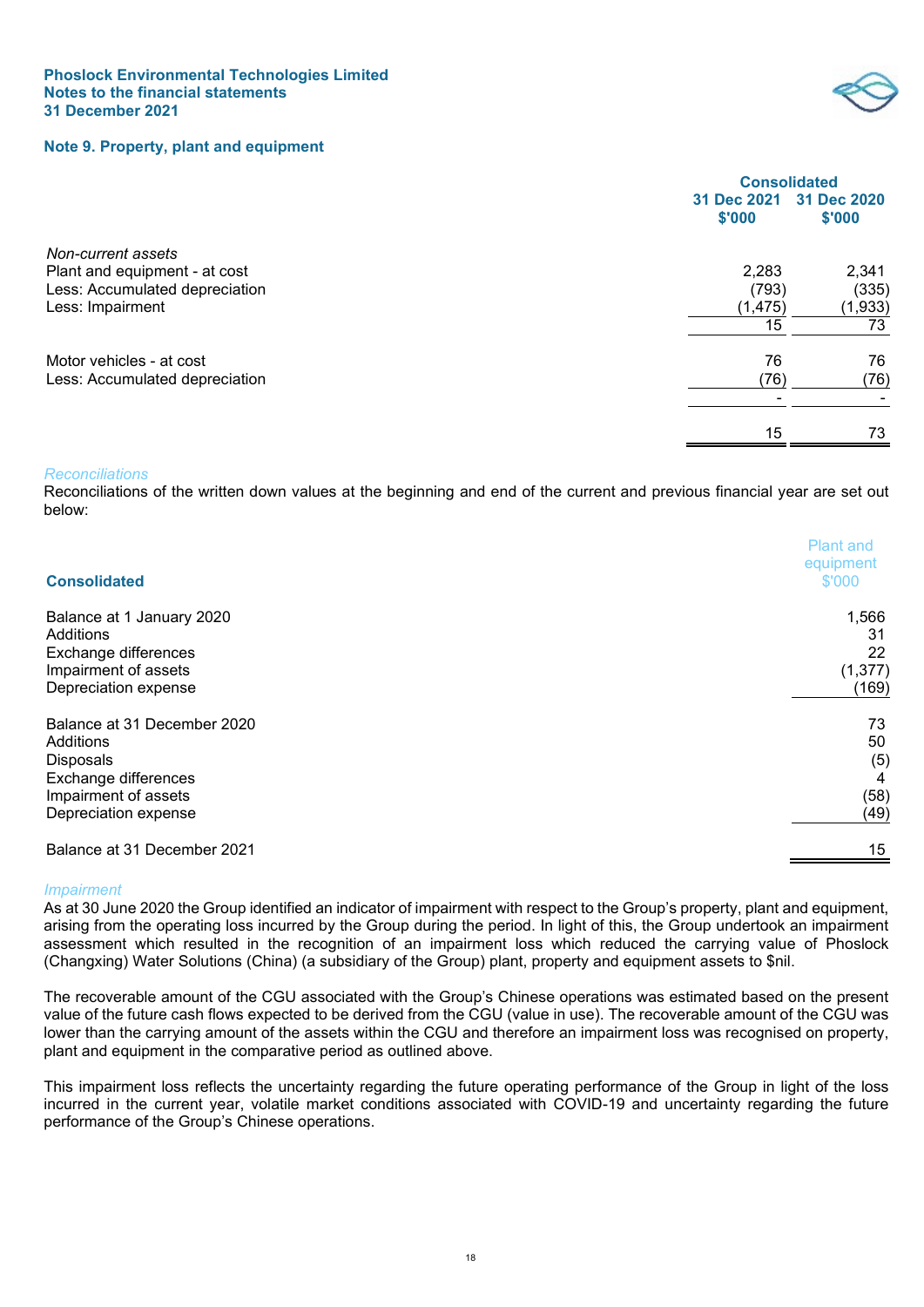## Note 9. Property, plant and equipment

| | Consolidated | |
|---|---|---|
| | 31 Dec 2021 $'000 | 31 Dec 2020 $'000 |
| *Non-current assets* | | |
| Plant and equipment - at cost | 2,283 | 2,341 |
| Less: Accumulated depreciation | (793) | (335) |
| Less: Impairment | (1,475) | (1,933) |
| | 15 | 73 |
| | | |
| Motor vehicles - at cost | 76 | 76 |
| Less: Accumulated depreciation | (76) | (76) |
| | - | - |
| | | |
| | 15 | 73 |

*Reconciliations*

Reconciliations of the written down values at the beginning and end of the current and previous financial year are set out below:

| Consolidated | Plant and equipment $'000 |
|---|---|
| Balance at 1 January 2020 | 1,566 |
| Additions | 31 |
| Exchange differences | 22 |
| Impairment of assets | (1,377) |
| Depreciation expense | (169) |
| | |
| Balance at 31 December 2020 | 73 |
| Additions | 50 |
| Disposals | (5) |
| Exchange differences | 4 |
| Impairment of assets | (58) |
| Depreciation expense | (49) |
| | |
| Balance at 31 December 2021 | 15 |

*Impairment*

As at 30 June 2020 the Group identified an indicator of impairment with respect to the Group's property, plant and equipment, arising from the operating loss incurred by the Group during the period. In light of this, the Group undertook an impairment assessment which resulted in the recognition of an impairment loss which reduced the carrying value of Phoslock (Changxing) Water Solutions (China) (a subsidiary of the Group) plant, property and equipment assets to $nil.

The recoverable amount of the CGU associated with the Group's Chinese operations was estimated based on the present value of the future cash flows expected to be derived from the CGU (value in use). The recoverable amount of the CGU was lower than the carrying amount of the assets within the CGU and therefore an impairment loss was recognised on property, plant and equipment in the comparative period as outlined above.

This impairment loss reflects the uncertainty regarding the future operating performance of the Group in light of the loss incurred in the current year, volatile market conditions associated with COVID-19 and uncertainty regarding the future performance of the Group's Chinese operations.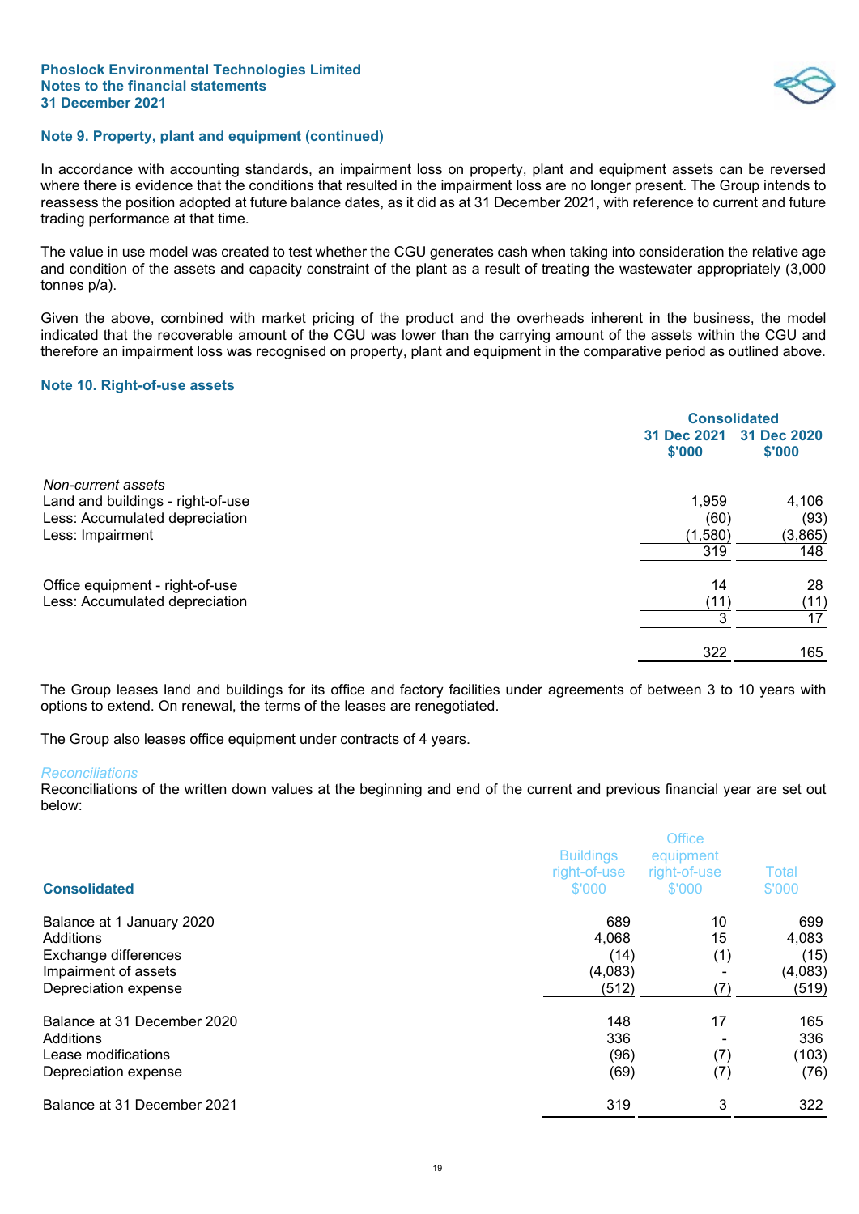## Note 9. Property, plant and equipment (continued)

In accordance with accounting standards, an impairment loss on property, plant and equipment assets can be reversed where there is evidence that the conditions that resulted in the impairment loss are no longer present. The Group intends to reassess the position adopted at future balance dates, as it did as at 31 December 2021, with reference to current and future trading performance at that time.

The value in use model was created to test whether the CGU generates cash when taking into consideration the relative age and condition of the assets and capacity constraint of the plant as a result of treating the wastewater appropriately (3,000 tonnes p/a).

Given the above, combined with market pricing of the product and the overheads inherent in the business, the model indicated that the recoverable amount of the CGU was lower than the carrying amount of the assets within the CGU and therefore an impairment loss was recognised on property, plant and equipment in the comparative period as outlined above.

## Note 10. Right-of-use assets

| | Consolidated | |
|---|---|---|
| | 31 Dec 2021 $'000 | 31 Dec 2020 $'000 |
| *Non-current assets* | | |
| Land and buildings - right-of-use | 1,959 | 4,106 |
| Less: Accumulated depreciation | (60) | (93) |
| Less: Impairment | (1,580) | (3,865) |
| | 319 | 148 |
| | | |
| Office equipment - right-of-use | 14 | 28 |
| Less: Accumulated depreciation | (11) | (11) |
| | 3 | 17 |
| | | |
| | 322 | 165 |

The Group leases land and buildings for its office and factory facilities under agreements of between 3 to 10 years with options to extend. On renewal, the terms of the leases are renegotiated.

The Group also leases office equipment under contracts of 4 years.

*Reconciliations*

Reconciliations of the written down values at the beginning and end of the current and previous financial year are set out below:

| Consolidated | Buildings right-of-use $'000 | Office equipment right-of-use $'000 | Total $'000 |
|---|---|---|---|
| Balance at 1 January 2020 | 689 | 10 | 699 |
| Additions | 4,068 | 15 | 4,083 |
| Exchange differences | (14) | (1) | (15) |
| Impairment of assets | (4,083) | - | (4,083) |
| Depreciation expense | (512) | (7) | (519) |
| | | | |
| Balance at 31 December 2020 | 148 | 17 | 165 |
| Additions | 336 | - | 336 |
| Lease modifications | (96) | (7) | (103) |
| Depreciation expense | (69) | (7) | (76) |
| | | | |
| Balance at 31 December 2021 | 319 | 3 | 322 |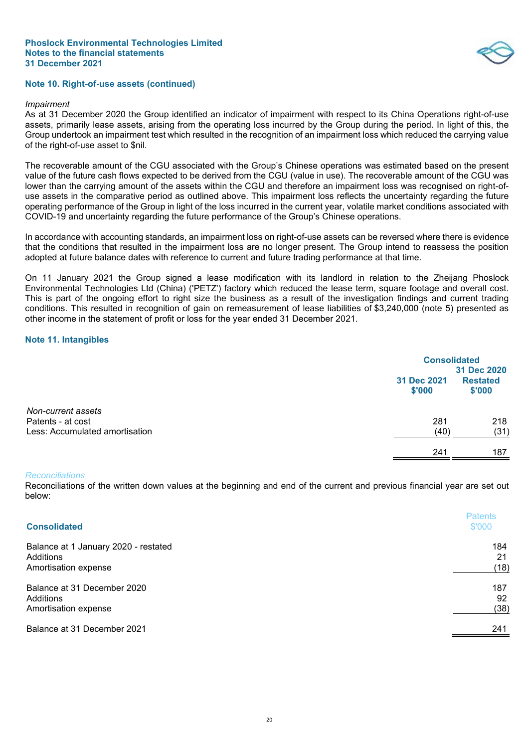## Note 10. Right-of-use assets (continued)

*Impairment*

As at 31 December 2020 the Group identified an indicator of impairment with respect to its China Operations right-of-use assets, primarily lease assets, arising from the operating loss incurred by the Group during the period. In light of this, the Group undertook an impairment test which resulted in the recognition of an impairment loss which reduced the carrying value of the right-of-use asset to $nil.

The recoverable amount of the CGU associated with the Group's Chinese operations was estimated based on the present value of the future cash flows expected to be derived from the CGU (value in use). The recoverable amount of the CGU was lower than the carrying amount of the assets within the CGU and therefore an impairment loss was recognised on right-of-use assets in the comparative period as outlined above. This impairment loss reflects the uncertainty regarding the future operating performance of the Group in light of the loss incurred in the current year, volatile market conditions associated with COVID-19 and uncertainty regarding the future performance of the Group's Chinese operations.

In accordance with accounting standards, an impairment loss on right-of-use assets can be reversed where there is evidence that the conditions that resulted in the impairment loss are no longer present. The Group intend to reassess the position adopted at future balance dates with reference to current and future trading performance at that time.

On 11 January 2021 the Group signed a lease modification with its landlord in relation to the Zheijang Phoslock Environmental Technologies Ltd (China) ('PETZ') factory which reduced the lease term, square footage and overall cost. This is part of the ongoing effort to right size the business as a result of the investigation findings and current trading conditions. This resulted in recognition of gain on remeasurement of lease liabilities of $3,240,000 (note 5) presented as other income in the statement of profit or loss for the year ended 31 December 2021.

## Note 11. Intangibles

| | Consolidated | |
|---|---|---|
| | 31 Dec 2021<br>$'000 | 31 Dec 2020<br>Restated<br>$'000 |
| *Non-current assets* | | |
| Patents - at cost | 281 | 218 |
| Less: Accumulated amortisation | (40) | (31) |
| | 241 | 187 |

*Reconciliations*

Reconciliations of the written down values at the beginning and end of the current and previous financial year are set out below:

| Consolidated | Patents<br>$'000 |
|---|---|
| Balance at 1 January 2020 - restated | 184 |
| Additions | 21 |
| Amortisation expense | (18) |
| | |
| Balance at 31 December 2020 | 187 |
| Additions | 92 |
| Amortisation expense | (38) |
| | |
| Balance at 31 December 2021 | 241 |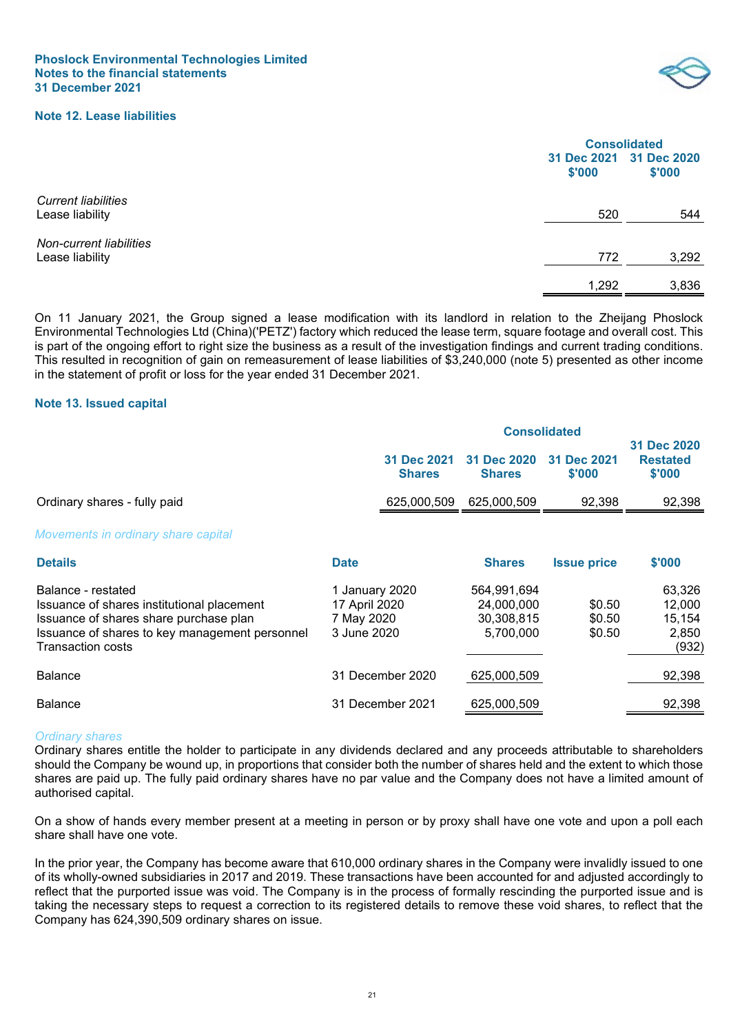## Note 12. Lease liabilities

| | Consolidated | |
|---|---|---|
| | 31 Dec 2021 $'000 | 31 Dec 2020 $'000 |
| *Current liabilities* | | |
| Lease liability | 520 | 544 |
| *Non-current liabilities* | | |
| Lease liability | 772 | 3,292 |
| | 1,292 | 3,836 |

On 11 January 2021, the Group signed a lease modification with its landlord in relation to the Zheijang Phoslock Environmental Technologies Ltd (China)('PETZ') factory which reduced the lease term, square footage and overall cost. This is part of the ongoing effort to right size the business as a result of the investigation findings and current trading conditions. This resulted in recognition of gain on remeasurement of lease liabilities of $3,240,000 (note 5) presented as other income in the statement of profit or loss for the year ended 31 December 2021.

## Note 13. Issued capital

| | Consolidated | | | |
|---|---|---|---|---|
| | 31 Dec 2021 Shares | 31 Dec 2020 Shares | 31 Dec 2021 $'000 | 31 Dec 2020 Restated $'000 |
| Ordinary shares - fully paid | 625,000,509 | 625,000,509 | 92,398 | 92,398 |

*Movements in ordinary share capital*

| Details | Date | Shares | Issue price | $'000 |
|---|---|---|---|---|
| Balance - restated | 1 January 2020 | 564,991,694 | | 63,326 |
| Issuance of shares institutional placement | 17 April 2020 | 24,000,000 | $0.50 | 12,000 |
| Issuance of shares share purchase plan | 7 May 2020 | 30,308,815 | $0.50 | 15,154 |
| Issuance of shares to key management personnel | 3 June 2020 | 5,700,000 | $0.50 | 2,850 |
| Transaction costs | | | | (932) |
| Balance | 31 December 2020 | 625,000,509 | | 92,398 |
| Balance | 31 December 2021 | 625,000,509 | | 92,398 |

*Ordinary shares*

Ordinary shares entitle the holder to participate in any dividends declared and any proceeds attributable to shareholders should the Company be wound up, in proportions that consider both the number of shares held and the extent to which those shares are paid up. The fully paid ordinary shares have no par value and the Company does not have a limited amount of authorised capital.

On a show of hands every member present at a meeting in person or by proxy shall have one vote and upon a poll each share shall have one vote.

In the prior year, the Company has become aware that 610,000 ordinary shares in the Company were invalidly issued to one of its wholly-owned subsidiaries in 2017 and 2019. These transactions have been accounted for and adjusted accordingly to reflect that the purported issue was void. The Company is in the process of formally rescinding the purported issue and is taking the necessary steps to request a correction to its registered details to remove these void shares, to reflect that the Company has 624,390,509 ordinary shares on issue.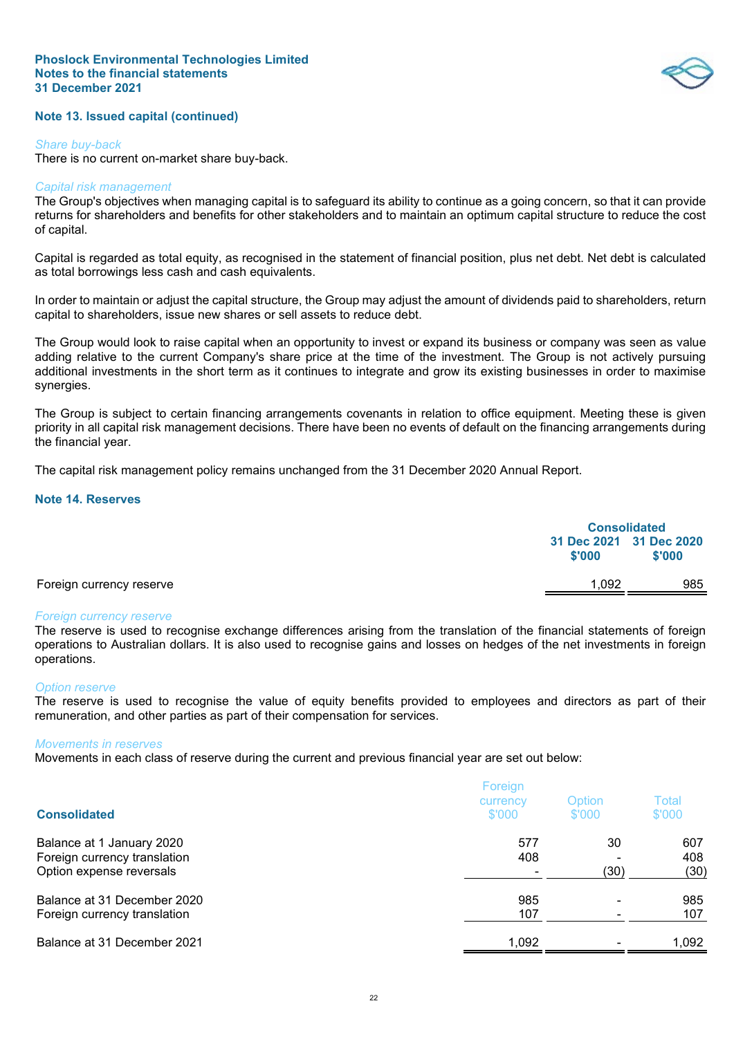## Note 13. Issued capital (continued)

*Share buy-back*

There is no current on-market share buy-back.

*Capital risk management*

The Group's objectives when managing capital is to safeguard its ability to continue as a going concern, so that it can provide returns for shareholders and benefits for other stakeholders and to maintain an optimum capital structure to reduce the cost of capital.

Capital is regarded as total equity, as recognised in the statement of financial position, plus net debt. Net debt is calculated as total borrowings less cash and cash equivalents.

In order to maintain or adjust the capital structure, the Group may adjust the amount of dividends paid to shareholders, return capital to shareholders, issue new shares or sell assets to reduce debt.

The Group would look to raise capital when an opportunity to invest or expand its business or company was seen as value adding relative to the current Company's share price at the time of the investment. The Group is not actively pursuing additional investments in the short term as it continues to integrate and grow its existing businesses in order to maximise synergies.

The Group is subject to certain financing arrangements covenants in relation to office equipment. Meeting these is given priority in all capital risk management decisions. There have been no events of default on the financing arrangements during the financial year.

The capital risk management policy remains unchanged from the 31 December 2020 Annual Report.

## Note 14. Reserves

| | Consolidated | |
|---|---|---|
| | 31 Dec 2021 $'000 | 31 Dec 2020 $'000 |
| Foreign currency reserve | 1,092 | 985 |

*Foreign currency reserve*

The reserve is used to recognise exchange differences arising from the translation of the financial statements of foreign operations to Australian dollars. It is also used to recognise gains and losses on hedges of the net investments in foreign operations.

*Option reserve*

The reserve is used to recognise the value of equity benefits provided to employees and directors as part of their remuneration, and other parties as part of their compensation for services.

*Movements in reserves*

Movements in each class of reserve during the current and previous financial year are set out below:

| Consolidated | Foreign currency $'000 | Option $'000 | Total $'000 |
|---|---|---|---|
| Balance at 1 January 2020 | 577 | 30 | 607 |
| Foreign currency translation | 408 | - | 408 |
| Option expense reversals | - | (30) | (30) |
| Balance at 31 December 2020 | 985 | - | 985 |
| Foreign currency translation | 107 | - | 107 |
| Balance at 31 December 2021 | 1,092 | - | 1,092 |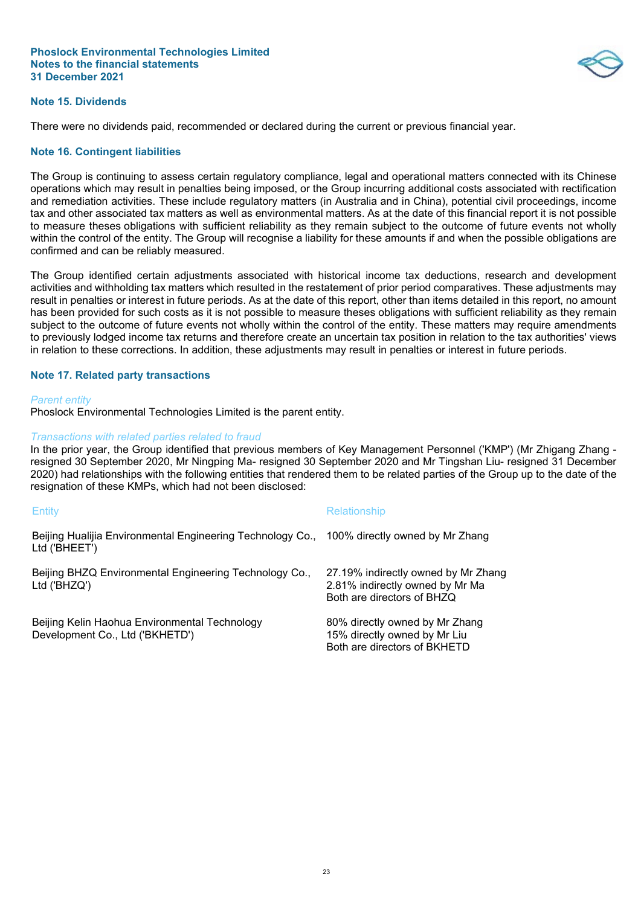## Note 15. Dividends

There were no dividends paid, recommended or declared during the current or previous financial year.

## Note 16. Contingent liabilities

The Group is continuing to assess certain regulatory compliance, legal and operational matters connected with its Chinese operations which may result in penalties being imposed, or the Group incurring additional costs associated with rectification and remediation activities. These include regulatory matters (in Australia and in China), potential civil proceedings, income tax and other associated tax matters as well as environmental matters. As at the date of this financial report it is not possible to measure theses obligations with sufficient reliability as they remain subject to the outcome of future events not wholly within the control of the entity. The Group will recognise a liability for these amounts if and when the possible obligations are confirmed and can be reliably measured.

The Group identified certain adjustments associated with historical income tax deductions, research and development activities and withholding tax matters which resulted in the restatement of prior period comparatives. These adjustments may result in penalties or interest in future periods. As at the date of this report, other than items detailed in this report, no amount has been provided for such costs as it is not possible to measure theses obligations with sufficient reliability as they remain subject to the outcome of future events not wholly within the control of the entity. These matters may require amendments to previously lodged income tax returns and therefore create an uncertain tax position in relation to the tax authorities' views in relation to these corrections. In addition, these adjustments may result in penalties or interest in future periods.

## Note 17. Related party transactions

*Parent entity*

Phoslock Environmental Technologies Limited is the parent entity.

*Transactions with related parties related to fraud*

In the prior year, the Group identified that previous members of Key Management Personnel ('KMP') (Mr Zhigang Zhang - resigned 30 September 2020, Mr Ningping Ma- resigned 30 September 2020 and Mr Tingshan Liu- resigned 31 December 2020) had relationships with the following entities that rendered them to be related parties of the Group up to the date of the resignation of these KMPs, which had not been disclosed:

| Entity | Relationship |
|---|---|
| Beijing Hualijia Environmental Engineering Technology Co., Ltd ('BHEET') | 100% directly owned by Mr Zhang |
| Beijing BHZQ Environmental Engineering Technology Co., Ltd ('BHZQ') | 27.19% indirectly owned by Mr Zhang<br>2.81% indirectly owned by Mr Ma<br>Both are directors of BHZQ |
| Beijing Kelin Haohua Environmental Technology Development Co., Ltd ('BKHETD') | 80% directly owned by Mr Zhang<br>15% directly owned by Mr Liu<br>Both are directors of BKHETD |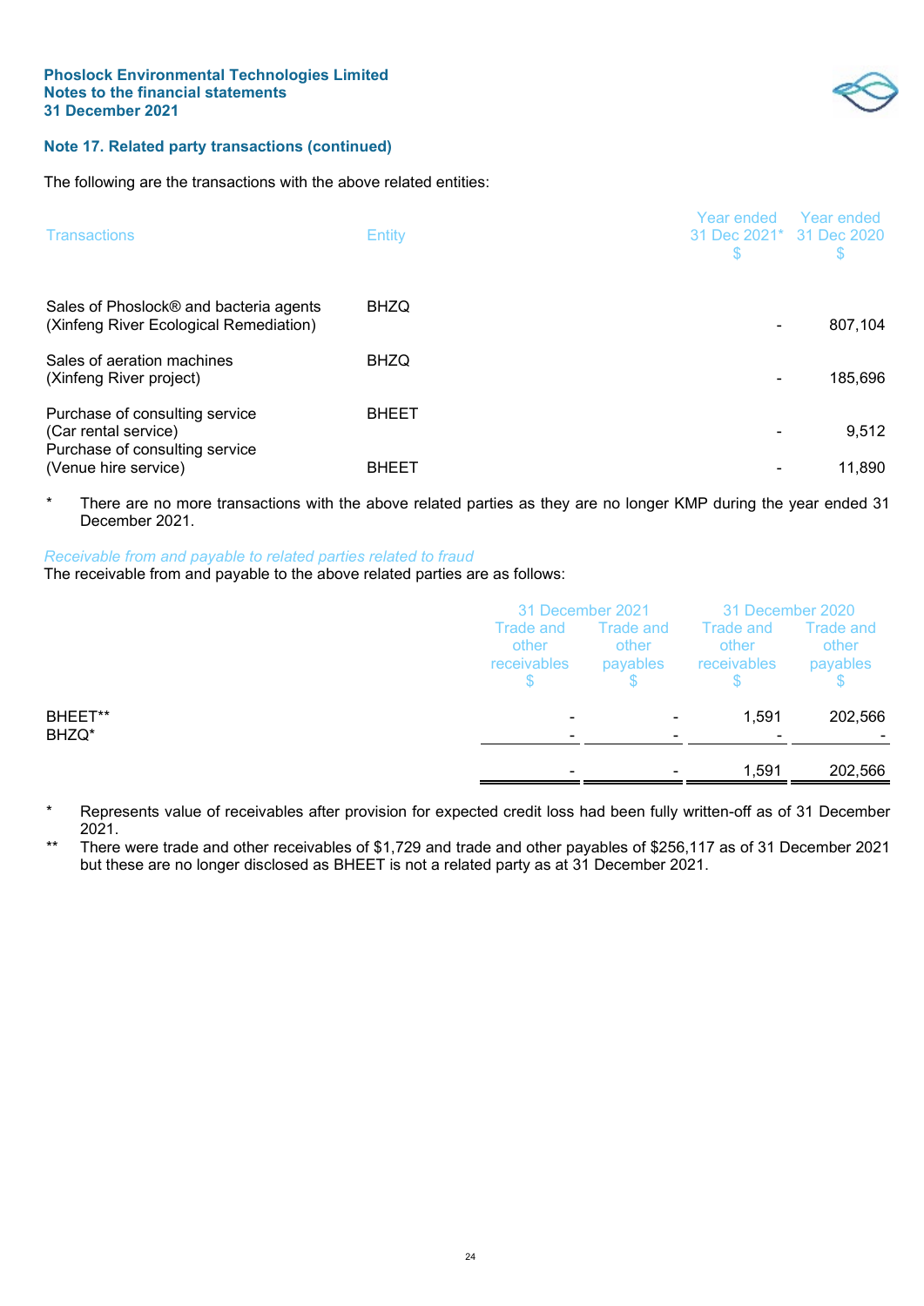## Note 17. Related party transactions (continued)

The following are the transactions with the above related entities:

| Transactions | Entity | Year ended 31 Dec 2021* $ | Year ended 31 Dec 2020 $ |
|---|---|---|---|
| Sales of Phoslock® and bacteria agents (Xinfeng River Ecological Remediation) | BHZQ | - | 807,104 |
| Sales of aeration machines (Xinfeng River project) | BHZQ | - | 185,696 |
| Purchase of consulting service (Car rental service) | BHEET | - | 9,512 |
| Purchase of consulting service (Venue hire service) | BHEET | - | 11,890 |

\* There are no more transactions with the above related parties as they are no longer KMP during the year ended 31 December 2021.

*Receivable from and payable to related parties related to fraud*

The receivable from and payable to the above related parties are as follows:

| | 31 December 2021 | | 31 December 2020 | |
|---|---|---|---|---|
| | Trade and other receivables $ | Trade and other payables $ | Trade and other receivables $ | Trade and other payables $ |
| BHEET** | - | - | 1,591 | 202,566 |
| BHZQ* | - | - | - | - |
| | - | - | 1,591 | 202,566 |

\* Represents value of receivables after provision for expected credit loss had been fully written-off as of 31 December 2021.

\*\* There were trade and other receivables of $1,729 and trade and other payables of $256,117 as of 31 December 2021 but these are no longer disclosed as BHEET is not a related party as at 31 December 2021.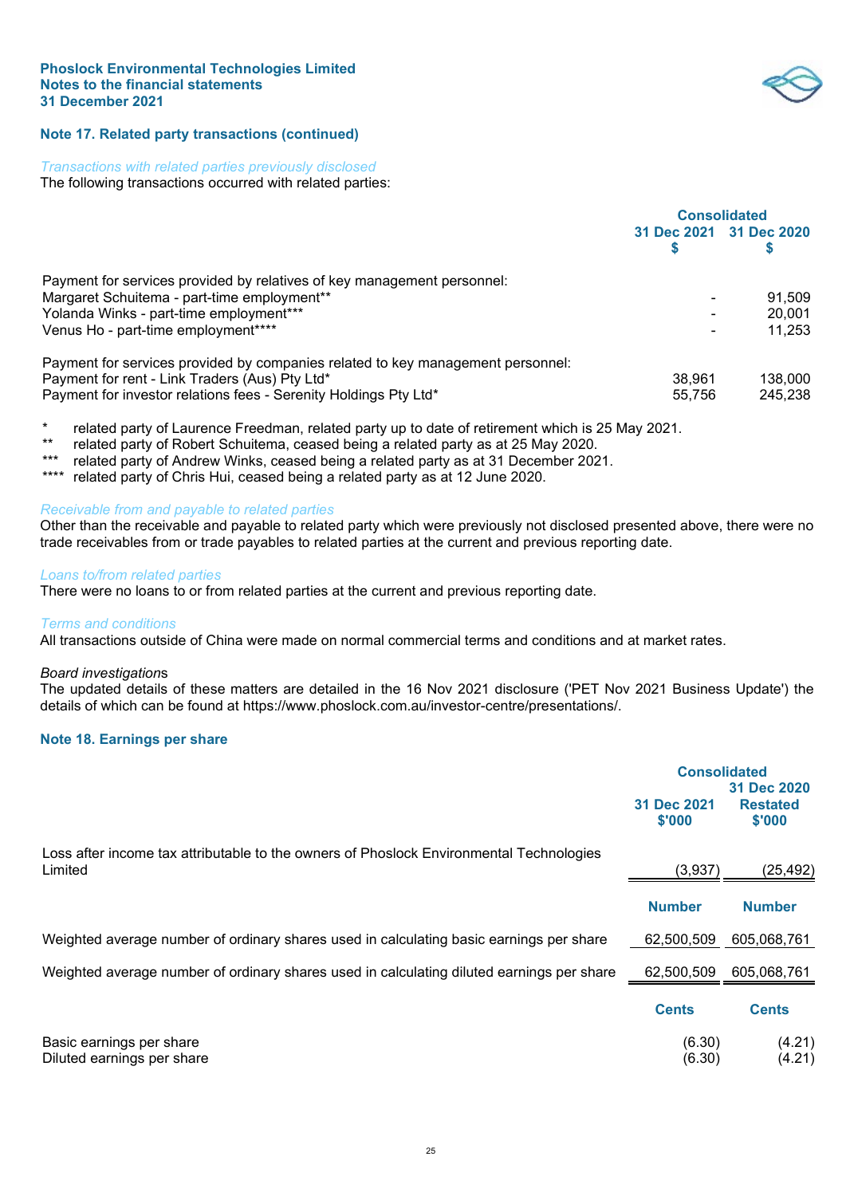## Note 17. Related party transactions (continued)

*Transactions with related parties previously disclosed*

The following transactions occurred with related parties:

| | Consolidated | |
|---|---|---|
| | 31 Dec 2021 $ | 31 Dec 2020 $ |
| Payment for services provided by relatives of key management personnel: | | |
| Margaret Schuitema - part-time employment** | - | 91,509 |
| Yolanda Winks - part-time employment*** | - | 20,001 |
| Venus Ho - part-time employment**** | - | 11,253 |
| | | |
| Payment for services provided by companies related to key management personnel: | | |
| Payment for rent - Link Traders (Aus) Pty Ltd* | 38,961 | 138,000 |
| Payment for investor relations fees - Serenity Holdings Pty Ltd* | 55,756 | 245,238 |

\* related party of Laurence Freedman, related party up to date of retirement which is 25 May 2021.
** related party of Robert Schuitema, ceased being a related party as at 25 May 2020.
*** related party of Andrew Winks, ceased being a related party as at 31 December 2021.
**** related party of Chris Hui, ceased being a related party as at 12 June 2020.

*Receivable from and payable to related parties*

Other than the receivable and payable to related party which were previously not disclosed presented above, there were no trade receivables from or trade payables to related parties at the current and previous reporting date.

*Loans to/from related parties*

There were no loans to or from related parties at the current and previous reporting date.

*Terms and conditions*

All transactions outside of China were made on normal commercial terms and conditions and at market rates.

*Board investigation*s

The updated details of these matters are detailed in the 16 Nov 2021 disclosure ('PET Nov 2021 Business Update') the details of which can be found at https://www.phoslock.com.au/investor-centre/presentations/.

## Note 18. Earnings per share

| | Consolidated | |
|---|---|---|
| | 31 Dec 2021 $'000 | 31 Dec 2020 Restated $'000 |
| Loss after income tax attributable to the owners of Phoslock Environmental Technologies Limited | (3,937) | (25,492) |
| | **Number** | **Number** |
| Weighted average number of ordinary shares used in calculating basic earnings per share | 62,500,509 | 605,068,761 |
| Weighted average number of ordinary shares used in calculating diluted earnings per share | 62,500,509 | 605,068,761 |
| | **Cents** | **Cents** |
| Basic earnings per share | (6.30) | (4.21) |
| Diluted earnings per share | (6.30) | (4.21) |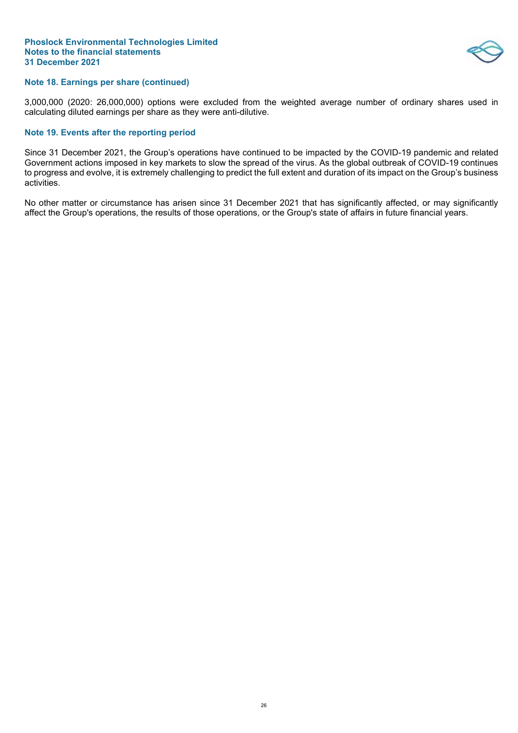## Note 18. Earnings per share (continued)

3,000,000 (2020: 26,000,000) options were excluded from the weighted average number of ordinary shares used in calculating diluted earnings per share as they were anti-dilutive.

## Note 19. Events after the reporting period

Since 31 December 2021, the Group's operations have continued to be impacted by the COVID-19 pandemic and related Government actions imposed in key markets to slow the spread of the virus. As the global outbreak of COVID-19 continues to progress and evolve, it is extremely challenging to predict the full extent and duration of its impact on the Group's business activities.

No other matter or circumstance has arisen since 31 December 2021 that has significantly affected, or may significantly affect the Group's operations, the results of those operations, or the Group's state of affairs in future financial years.